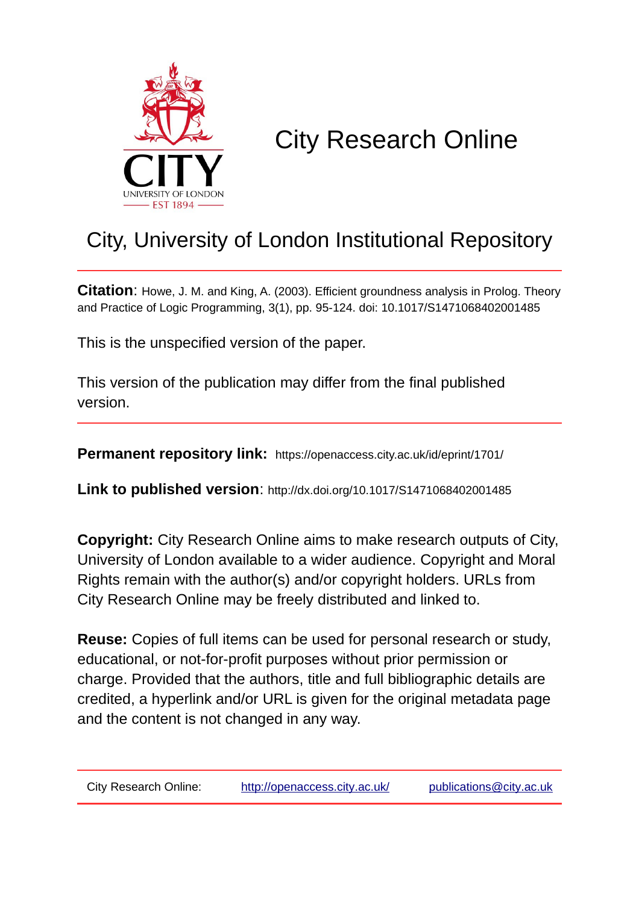# City Research Online

## City, University of London Institutional Repository

**Citation**: Howe, J. M. and King, A. (2003). Efficient groundness analysis in Prolog. Theory and Practice of Logic Programming, 3(1), pp. 95-124. doi: 10.1017/S1471068402001485

This is the unspecified version of the paper.

This version of the publication may differ from the final published version.

**Permanent repository link:** https://openaccess.city.ac.uk/id/eprint/1701/

**Link to published version**: http://dx.doi.org/10.1017/S1471068402001485

**Copyright:** City Research Online aims to make research outputs of City, University of London available to a wider audience. Copyright and Moral Rights remain with the author(s) and/or copyright holders. URLs from City Research Online may be freely distributed and linked to.

**Reuse:** Copies of full items can be used for personal research or study, educational, or not-for-profit purposes without prior permission or charge. Provided that the authors, title and full bibliographic details are credited, a hyperlink and/or URL is given for the original metadata page and the content is not changed in any way.

| City Research Online: | http://openaccess.city.ac.uk/ | publications@city.ac.uk |
|---|---|---|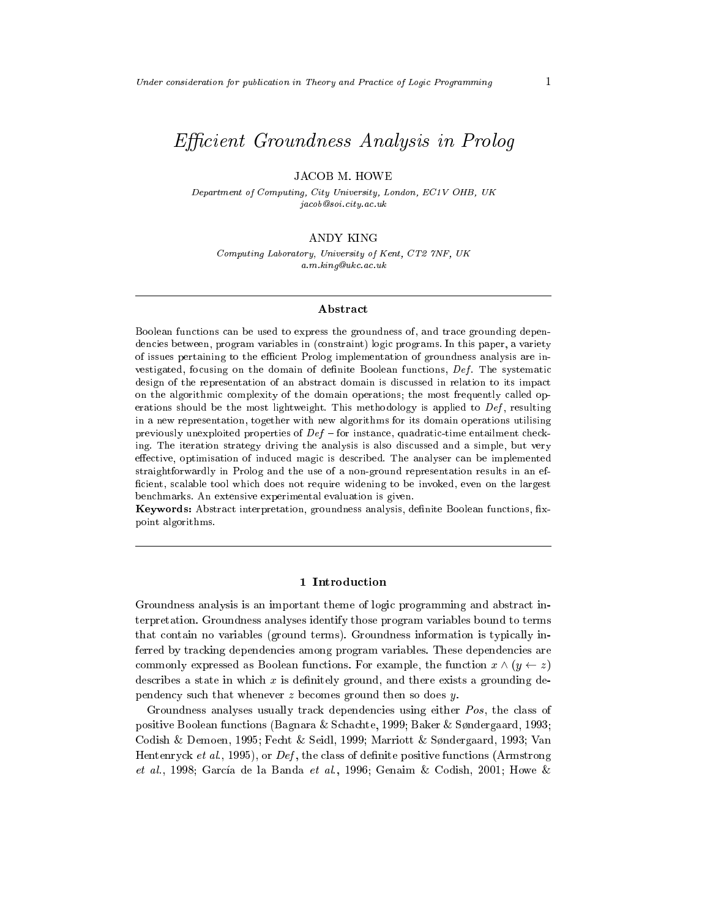# *Efficient Groundness Analysis in Prolog*

JACOB M. HOWE

*Department of Computing, City University, London, EC1V OHB, UK*
*jacob@soi.city.ac.uk*

ANDY KING

*Computing Laboratory, University of Kent, CT2 7NF, UK*
*a.m.king@ukc.ac.uk*

---

**Abstract**

Boolean functions can be used to express the groundness of, and trace grounding dependencies between, program variables in (constraint) logic programs. In this paper, a variety of issues pertaining to the efficient Prolog implementation of groundness analysis are investigated, focusing on the domain of definite Boolean functions, *Def*. The systematic design of the representation of an abstract domain is discussed in relation to its impact on the algorithmic complexity of the domain operations; the most frequently called operations should be the most lightweight. This methodology is applied to *Def*, resulting in a new representation, together with new algorithms for its domain operations utilising previously unexploited properties of *Def* – for instance, quadratic-time entailment checking. The iteration strategy driving the analysis is also discussed and a simple, but very effective, optimisation of induced magic is described. The analyser can be implemented straightforwardly in Prolog and the use of a non-ground representation results in an efficient, scalable tool which does not require widening to be invoked, even on the largest benchmarks. An extensive experimental evaluation is given.

**Keywords:** Abstract interpretation, groundness analysis, definite Boolean functions, fixpoint algorithms.

---

## 1 Introduction

Groundness analysis is an important theme of logic programming and abstract interpretation. Groundness analyses identify those program variables bound to terms that contain no variables (ground terms). Groundness information is typically inferred by tracking dependencies among program variables. These dependencies are commonly expressed as Boolean functions. For example, the function $x \wedge (y \leftarrow z)$ describes a state in which $x$ is definitely ground, and there exists a grounding dependency such that whenever $z$ becomes ground then so does $y$.

Groundness analyses usually track dependencies using either *Pos*, the class of positive Boolean functions (Bagnara & Schachte, 1999; Baker & Søndergaard, 1993; Codish & Demoen, 1995; Fecht & Seidl, 1999; Marriott & Søndergaard, 1993; Van Hentenryck *et al.*, 1995), or *Def*, the class of definite positive functions (Armstrong *et al.*, 1998; García de la Banda *et al.*, 1996; Genaim & Codish, 2001; Howe &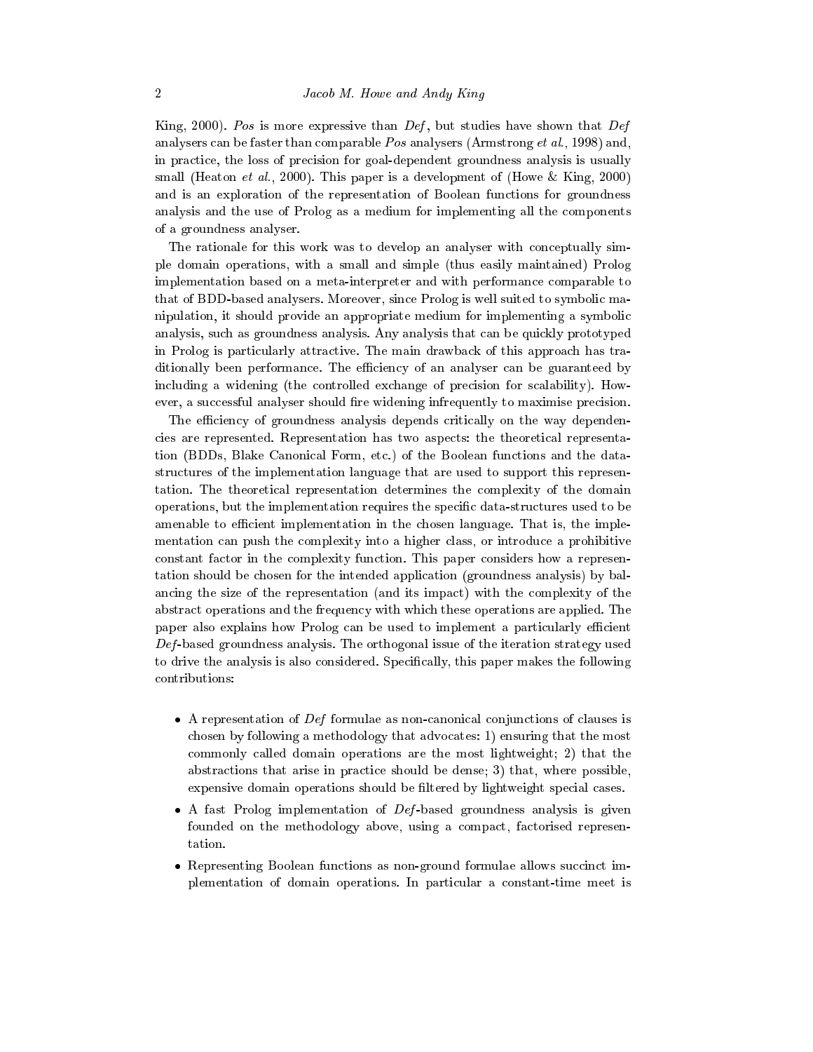King, 2000). *Pos* is more expressive than *Def*, but studies have shown that *Def* analysers can be faster than comparable *Pos* analysers (Armstrong *et al.*, 1998) and, in practice, the loss of precision for goal-dependent groundness analysis is usually small (Heaton *et al.*, 2000). This paper is a development of (Howe & King, 2000) and is an exploration of the representation of Boolean functions for groundness analysis and the use of Prolog as a medium for implementing all the components of a groundness analyser.

The rationale for this work was to develop an analyser with conceptually simple domain operations, with a small and simple (thus easily maintained) Prolog implementation based on a meta-interpreter and with performance comparable to that of BDD-based analysers. Moreover, since Prolog is well suited to symbolic manipulation, it should provide an appropriate medium for implementing a symbolic analysis, such as groundness analysis. Any analysis that can be quickly prototyped in Prolog is particularly attractive. The main drawback of this approach has traditionally been performance. The efficiency of an analyser can be guaranteed by including a widening (the controlled exchange of precision for scalability). However, a successful analyser should fire widening infrequently to maximise precision.

The efficiency of groundness analysis depends critically on the way dependencies are represented. Representation has two aspects: the theoretical representation (BDDs, Blake Canonical Form, etc.) of the Boolean functions and the data-structures of the implementation language that are used to support this representation. The theoretical representation determines the complexity of the domain operations, but the implementation requires the specific data-structures used to be amenable to efficient implementation in the chosen language. That is, the implementation can push the complexity into a higher class, or introduce a prohibitive constant factor in the complexity function. This paper considers how a representation should be chosen for the intended application (groundness analysis) by balancing the size of the representation (and its impact) with the complexity of the abstract operations and the frequency with which these operations are applied. The paper also explains how Prolog can be used to implement a particularly efficient *Def*-based groundness analysis. The orthogonal issue of the iteration strategy used to drive the analysis is also considered. Specifically, this paper makes the following contributions:

- A representation of *Def* formulae as non-canonical conjunctions of clauses is chosen by following a methodology that advocates: 1) ensuring that the most commonly called domain operations are the most lightweight; 2) that the abstractions that arise in practice should be dense; 3) that, where possible, expensive domain operations should be filtered by lightweight special cases.
- A fast Prolog implementation of *Def*-based groundness analysis is given founded on the methodology above, using a compact, factorised representation.
- Representing Boolean functions as non-ground formulae allows succinct implementation of domain operations. In particular a constant-time meet is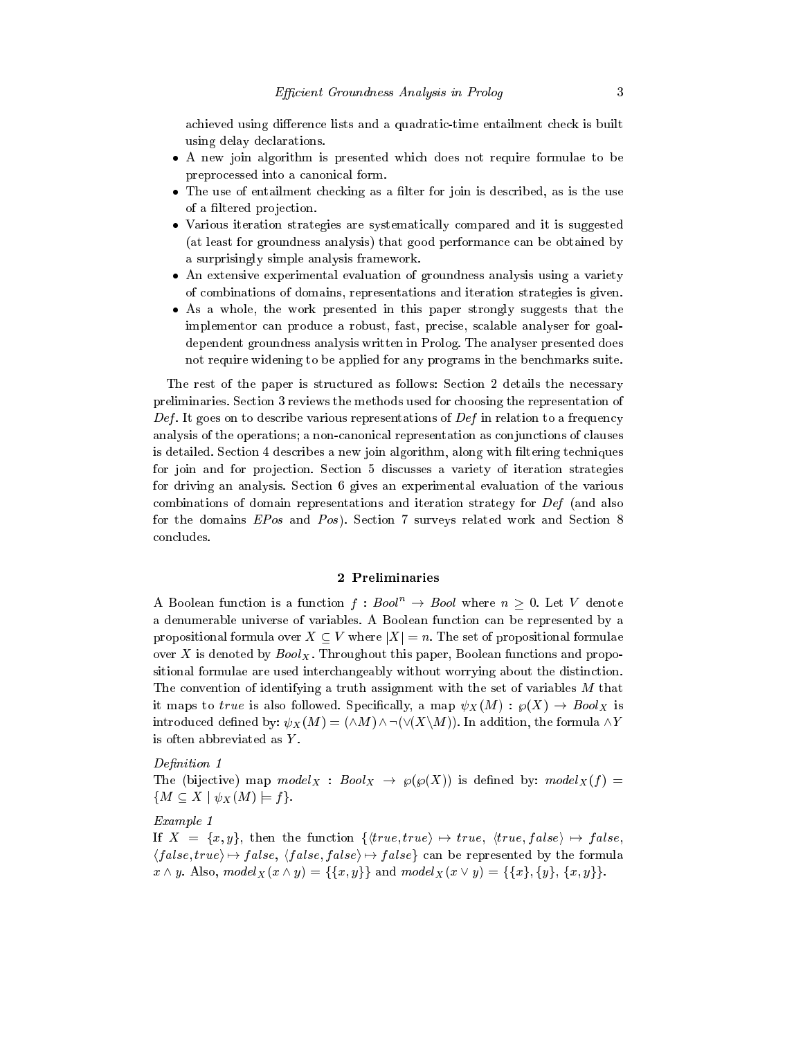achieved using difference lists and a quadratic-time entailment check is built using delay declarations.

- A new join algorithm is presented which does not require formulae to be preprocessed into a canonical form.
- The use of entailment checking as a filter for join is described, as is the use of a filtered projection.
- Various iteration strategies are systematically compared and it is suggested (at least for groundness analysis) that good performance can be obtained by a surprisingly simple analysis framework.
- An extensive experimental evaluation of groundness analysis using a variety of combinations of domains, representations and iteration strategies is given.
- As a whole, the work presented in this paper strongly suggests that the implementor can produce a robust, fast, precise, scalable analyser for goal-dependent groundness analysis written in Prolog. The analyser presented does not require widening to be applied for any programs in the benchmarks suite.

The rest of the paper is structured as follows: Section 2 details the necessary preliminaries. Section 3 reviews the methods used for choosing the representation of *Def*. It goes on to describe various representations of *Def* in relation to a frequency analysis of the operations; a non-canonical representation as conjunctions of clauses is detailed. Section 4 describes a new join algorithm, along with filtering techniques for join and for projection. Section 5 discusses a variety of iteration strategies for driving an analysis. Section 6 gives an experimental evaluation of the various combinations of domain representations and iteration strategy for *Def* (and also for the domains *EPos* and *Pos*). Section 7 surveys related work and Section 8 concludes.

## 2 Preliminaries

A Boolean function is a function $f : Bool^n \rightarrow Bool$ where $n \geq 0$. Let $V$ denote a denumerable universe of variables. A Boolean function can be represented by a propositional formula over $X \subseteq V$ where $|X| = n$. The set of propositional formulae over $X$ is denoted by $Bool_X$. Throughout this paper, Boolean functions and propositional formulae are used interchangeably without worrying about the distinction. The convention of identifying a truth assignment with the set of variables $M$ that it maps to $true$ is also followed. Specifically, a map $\psi_X(M) : \wp(X) \rightarrow Bool_X$ is introduced defined by: $\psi_X(M) = (\wedge M) \wedge \neg(\vee(X \backslash M))$. In addition, the formula $\wedge Y$ is often abbreviated as $Y$.

*Definition 1*
The (bijective) map $model_X : Bool_X \rightarrow \wp(\wp(X))$ is defined by: $model_X(f) = \{M \subseteq X \mid \psi_X(M) \models f\}$.

*Example 1*
If $X = \{x, y\}$, then the function $\{\langle true, true\rangle \mapsto true,\ \langle true, false\rangle \mapsto false,\ \langle false, true\rangle \mapsto false,\ \langle false, false\rangle \mapsto false\}$ can be represented by the formula $x \wedge y$. Also, $model_X(x \wedge y) = \{\{x, y\}\}$ and $model_X(x \vee y) = \{\{x\}, \{y\}, \{x, y\}\}$.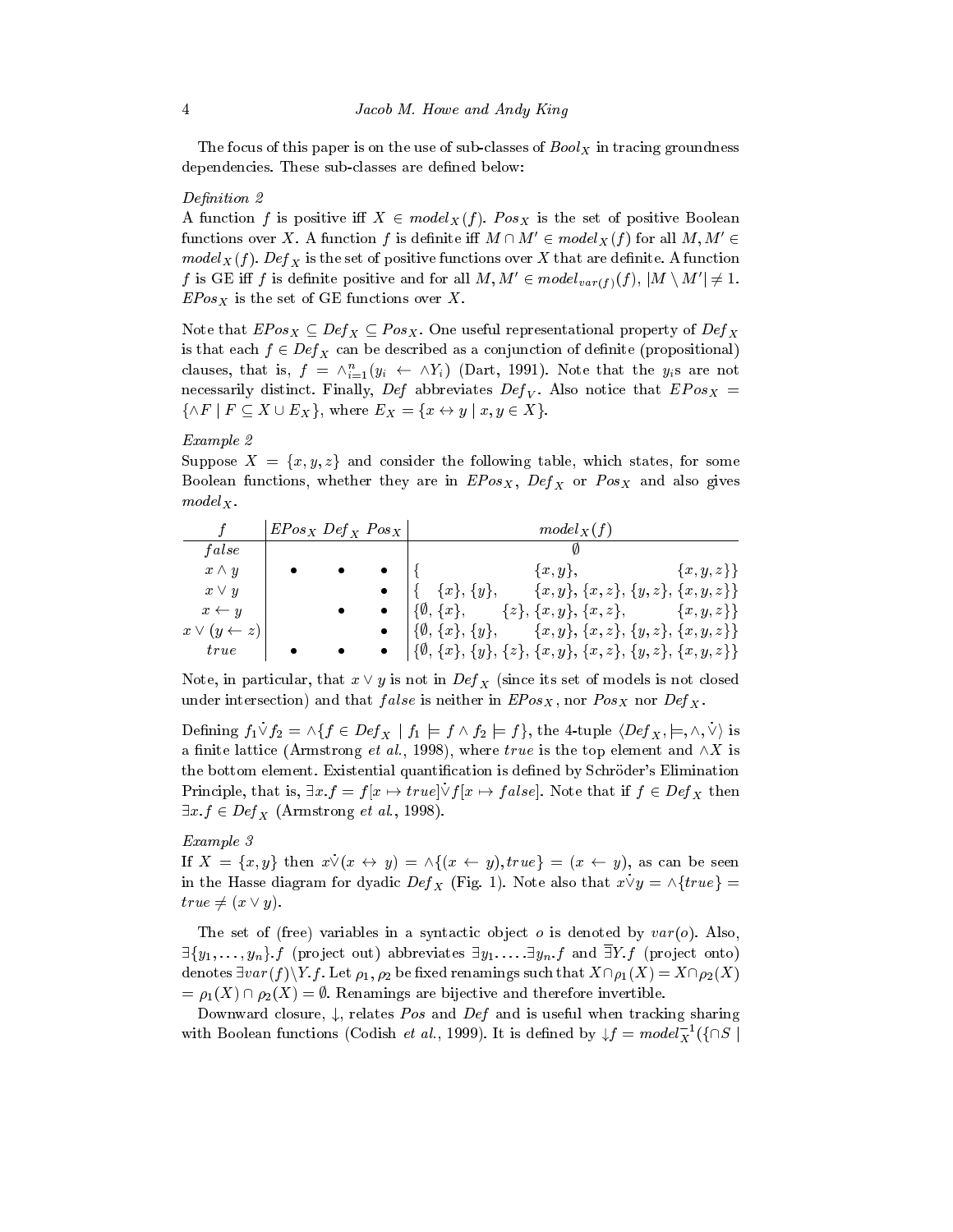The focus of this paper is on the use of sub-classes of $Bool_X$ in tracing groundness dependencies. These sub-classes are defined below:

*Definition 2*

A function $f$ is positive iff $X \in model_X(f)$. $Pos_X$ is the set of positive Boolean functions over $X$. A function $f$ is definite iff $M \cap M' \in model_X(f)$ for all $M, M' \in model_X(f)$. $Def_X$ is the set of positive functions over $X$ that are definite. A function $f$ is GE iff $f$ is definite positive and for all $M, M' \in model_{var(f)}(f)$, $|M \setminus M'| \neq 1$. $EPos_X$ is the set of GE functions over $X$.

Note that $EPos_X \subseteq Def_X \subseteq Pos_X$. One useful representational property of $Def_X$ is that each $f \in Def_X$ can be described as a conjunction of definite (propositional) clauses, that is, $f = \wedge_{i=1}^{n}(y_i \leftarrow \wedge Y_i)$ (Dart, 1991). Note that the $y_i$s are not necessarily distinct. Finally, $Def$ abbreviates $Def_V$. Also notice that $EPos_X = \{\wedge F \mid F \subseteq X \cup E_X\}$, where $E_X = \{x \leftrightarrow y \mid x, y \in X\}$.

*Example 2*

Suppose $X = \{x, y, z\}$ and consider the following table, which states, for some Boolean functions, whether they are in $EPos_X$, $Def_X$ or $Pos_X$ and also gives $model_X$.

| $f$ | $EPos_X$ | $Def_X$ | $Pos_X$ | $model_X(f)$ |
|---|---|---|---|---|
| $false$ | | | | $\emptyset$ |
| $x \wedge y$ | • | • | • | $\{\{x,y\}, \{x,y,z\}\}$ |
| $x \vee y$ | | | • | $\{\{x\}, \{y\}, \{x,y\}, \{x,z\}, \{y,z\}, \{x,y,z\}\}$ |
| $x \leftarrow y$ | | • | • | $\{\emptyset, \{x\}, \{z\}, \{x,y\}, \{x,z\}, \{x,y,z\}\}$ |
| $x \vee (y \leftarrow z)$ | | | • | $\{\emptyset, \{x\}, \{y\}, \{x,y\}, \{x,z\}, \{y,z\}, \{x,y,z\}\}$ |
| $true$ | • | • | • | $\{\emptyset, \{x\}, \{y\}, \{z\}, \{x,y\}, \{x,z\}, \{y,z\}, \{x,y,z\}\}$ |

Note, in particular, that $x \vee y$ is not in $Def_X$ (since its set of models is not closed under intersection) and that $false$ is neither in $EPos_X$, nor $Pos_X$ nor $Def_X$.

Defining $f_1 \dot{\vee} f_2 = \wedge\{f \in Def_X \mid f_1 \models f \wedge f_2 \models f\}$, the 4-tuple $\langle Def_X, \models, \wedge, \dot{\vee}\rangle$ is a finite lattice (Armstrong *et al.*, 1998), where $true$ is the top element and $\wedge X$ is the bottom element. Existential quantification is defined by Schröder's Elimination Principle, that is, $\exists x.f = f[x \mapsto true] \dot{\vee} f[x \mapsto false]$. Note that if $f \in Def_X$ then $\exists x.f \in Def_X$ (Armstrong *et al.*, 1998).

*Example 3*

If $X = \{x, y\}$ then $x \dot{\vee} (x \leftrightarrow y) = \wedge\{(x \leftarrow y), true\} = (x \leftarrow y)$, as can be seen in the Hasse diagram for dyadic $Def_X$ (Fig. 1). Note also that $x \dot{\vee} y = \wedge\{true\} = true \neq (x \vee y)$.

The set of (free) variables in a syntactic object $o$ is denoted by $var(o)$. Also, $\exists\{y_1, \ldots, y_n\}.f$ (project out) abbreviates $\exists y_1. \ldots .\exists y_n.f$ and $\overline{\exists} Y.f$ (project onto) denotes $\exists var(f) \setminus Y.f$. Let $\rho_1, \rho_2$ be fixed renamings such that $X \cap \rho_1(X) = X \cap \rho_2(X) = \rho_1(X) \cap \rho_2(X) = \emptyset$. Renamings are bijective and therefore invertible.

Downward closure, $\downarrow$, relates $Pos$ and $Def$ and is useful when tracking sharing with Boolean functions (Codish *et al.*, 1999). It is defined by $\downarrow f = model_X^{-1}(\{\cap S \mid$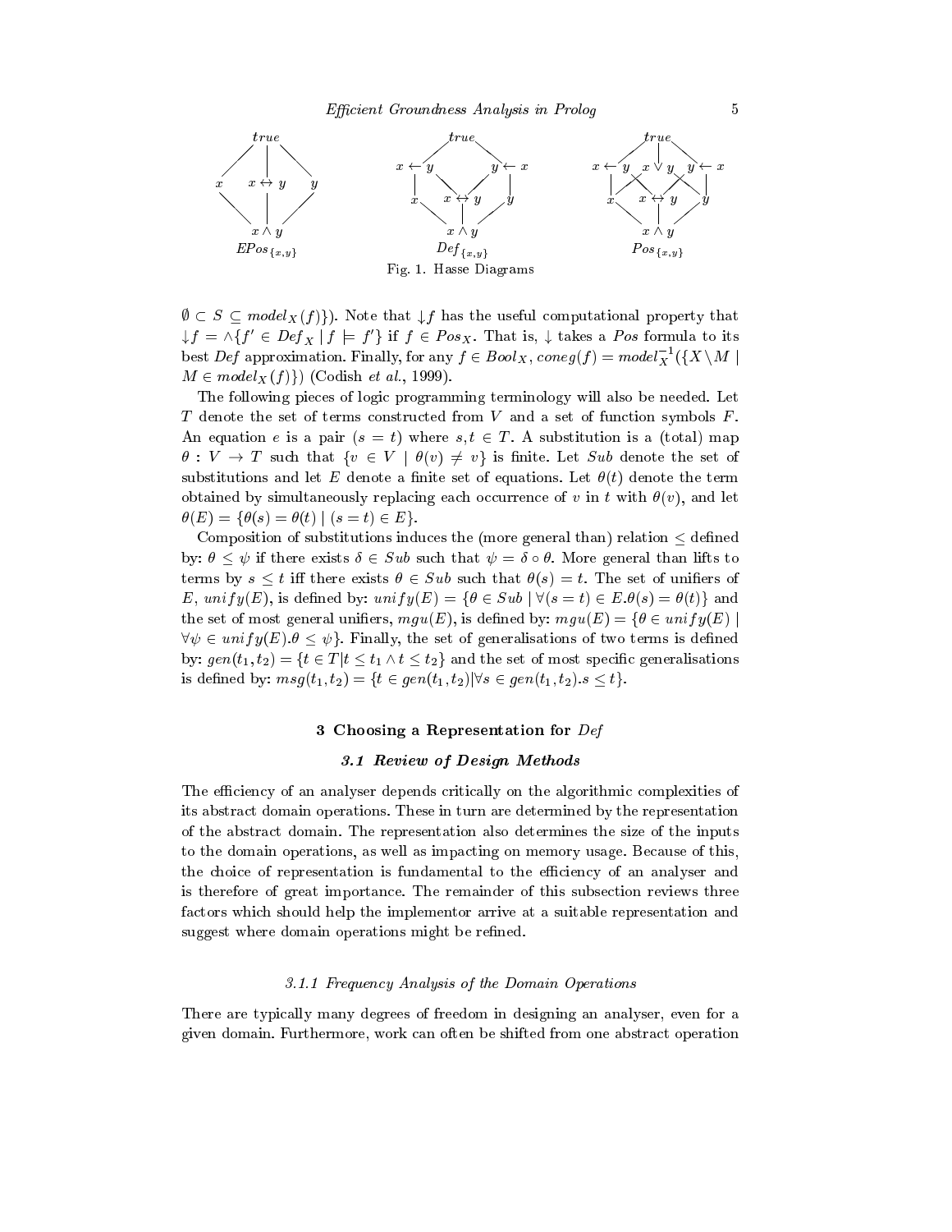Fig. 1. Hasse Diagrams

$\emptyset \subset S \subseteq model_X(f)\}$). Note that $\downarrow f$ has the useful computational property that $\downarrow f = \wedge\{f' \in Def_X \mid f \models f'\}$ if $f \in Pos_X$. That is, $\downarrow$ takes a *Pos* formula to its best *Def* approximation. Finally, for any $f \in Bool_X$, $coneg(f) = model_X^{-1}(\{X \setminus M \mid M \in model_X(f)\})$ (Codish *et al.*, 1999).

The following pieces of logic programming terminology will also be needed. Let $T$ denote the set of terms constructed from $V$ and a set of function symbols $F$. An equation $e$ is a pair $(s = t)$ where $s, t \in T$. A substitution is a (total) map $\theta : V \to T$ such that $\{v \in V \mid \theta(v) \neq v\}$ is finite. Let $Sub$ denote the set of substitutions and let $E$ denote a finite set of equations. Let $\theta(t)$ denote the term obtained by simultaneously replacing each occurrence of $v$ in $t$ with $\theta(v)$, and let $\theta(E) = \{\theta(s) = \theta(t) \mid (s = t) \in E\}$.

Composition of substitutions induces the (more general than) relation $\leq$ defined by: $\theta \leq \psi$ if there exists $\delta \in Sub$ such that $\psi = \delta \circ \theta$. More general than lifts to terms by $s \leq t$ iff there exists $\theta \in Sub$ such that $\theta(s) = t$. The set of unifiers of $E$, $unify(E)$, is defined by: $unify(E) = \{\theta \in Sub \mid \forall (s = t) \in E . \theta(s) = \theta(t)\}$ and the set of most general unifiers, $mgu(E)$, is defined by: $mgu(E) = \{\theta \in unify(E) \mid \forall \psi \in unify(E). \theta \leq \psi\}$. Finally, the set of generalisations of two terms is defined by: $gen(t_1, t_2) = \{t \in T | t \leq t_1 \wedge t \leq t_2\}$ and the set of most specific generalisations is defined by: $msg(t_1, t_2) = \{t \in gen(t_1, t_2) | \forall s \in gen(t_1, t_2). s \leq t\}$.

## 3 Choosing a Representation for *Def*

### 3.1 Review of Design Methods

The efficiency of an analyser depends critically on the algorithmic complexities of its abstract domain operations. These in turn are determined by the representation of the abstract domain. The representation also determines the size of the inputs to the domain operations, as well as impacting on memory usage. Because of this, the choice of representation is fundamental to the efficiency of an analyser and is therefore of great importance. The remainder of this subsection reviews three factors which should help the implementor arrive at a suitable representation and suggest where domain operations might be refined.

#### 3.1.1 Frequency Analysis of the Domain Operations

There are typically many degrees of freedom in designing an analyser, even for a given domain. Furthermore, work can often be shifted from one abstract operation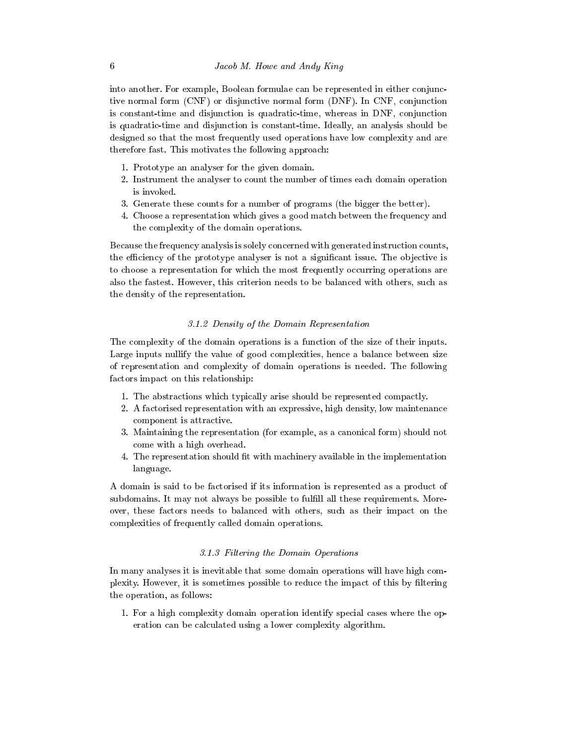into another. For example, Boolean formulae can be represented in either conjunctive normal form (CNF) or disjunctive normal form (DNF). In CNF, conjunction is constant-time and disjunction is quadratic-time, whereas in DNF, conjunction is quadratic-time and disjunction is constant-time. Ideally, an analysis should be designed so that the most frequently used operations have low complexity and are therefore fast. This motivates the following approach:

1. Prototype an analyser for the given domain.
2. Instrument the analyser to count the number of times each domain operation is invoked.
3. Generate these counts for a number of programs (the bigger the better).
4. Choose a representation which gives a good match between the frequency and the complexity of the domain operations.

Because the frequency analysis is solely concerned with generated instruction counts, the efficiency of the prototype analyser is not a significant issue. The objective is to choose a representation for which the most frequently occurring operations are also the fastest. However, this criterion needs to be balanced with others, such as the density of the representation.

#### *3.1.2 Density of the Domain Representation*

The complexity of the domain operations is a function of the size of their inputs. Large inputs nullify the value of good complexities, hence a balance between size of representation and complexity of domain operations is needed. The following factors impact on this relationship:

1. The abstractions which typically arise should be represented compactly.
2. A factorised representation with an expressive, high density, low maintenance component is attractive.
3. Maintaining the representation (for example, as a canonical form) should not come with a high overhead.
4. The representation should fit with machinery available in the implementation language.

A domain is said to be factorised if its information is represented as a product of subdomains. It may not always be possible to fulfill all these requirements. Moreover, these factors needs to balanced with others, such as their impact on the complexities of frequently called domain operations.

#### *3.1.3 Filtering the Domain Operations*

In many analyses it is inevitable that some domain operations will have high complexity. However, it is sometimes possible to reduce the impact of this by filtering the operation, as follows:

1. For a high complexity domain operation identify special cases where the operation can be calculated using a lower complexity algorithm.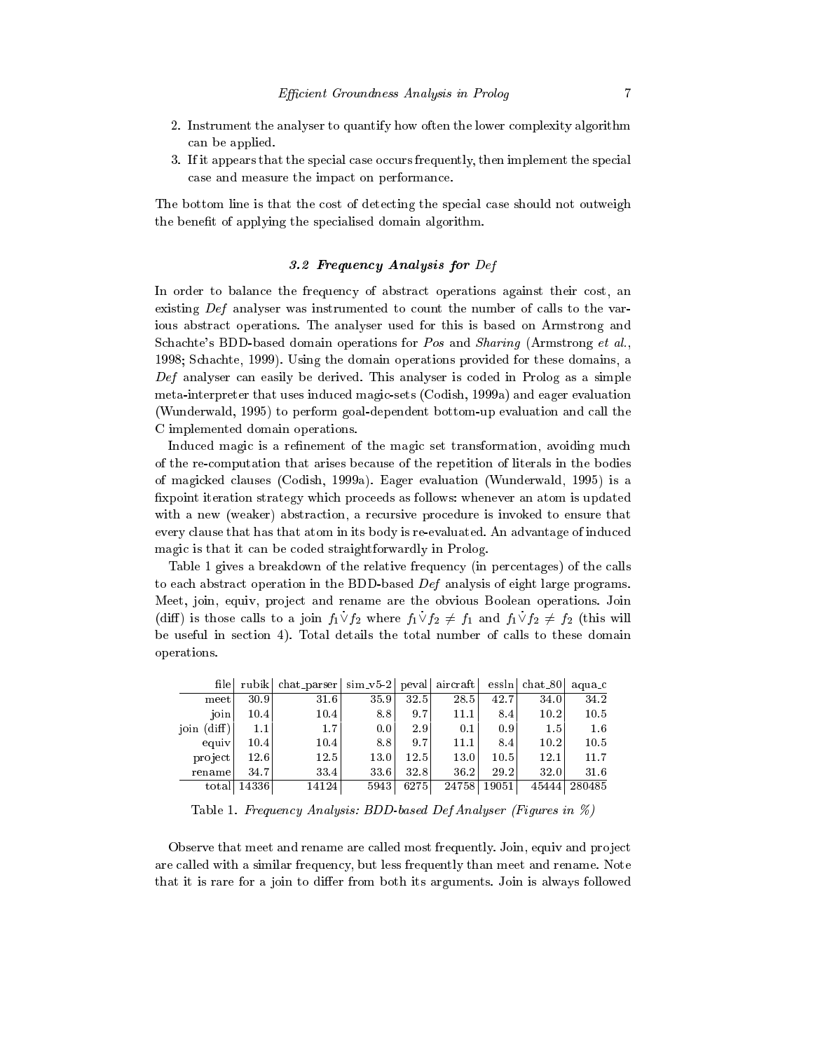2. Instrument the analyser to quantify how often the lower complexity algorithm can be applied.
3. If it appears that the special case occurs frequently, then implement the special case and measure the impact on performance.

The bottom line is that the cost of detecting the special case should not outweigh the benefit of applying the specialised domain algorithm.

### 3.2 Frequency Analysis for *Def*

In order to balance the frequency of abstract operations against their cost, an existing *Def* analyser was instrumented to count the number of calls to the various abstract operations. The analyser used for this is based on Armstrong and Schachte's BDD-based domain operations for *Pos* and *Sharing* (Armstrong *et al.*, 1998; Schachte, 1999). Using the domain operations provided for these domains, a *Def* analyser can easily be derived. This analyser is coded in Prolog as a simple meta-interpreter that uses induced magic-sets (Codish, 1999a) and eager evaluation (Wunderwald, 1995) to perform goal-dependent bottom-up evaluation and call the C implemented domain operations.

Induced magic is a refinement of the magic set transformation, avoiding much of the re-computation that arises because of the repetition of literals in the bodies of magicked clauses (Codish, 1999a). Eager evaluation (Wunderwald, 1995) is a fixpoint iteration strategy which proceeds as follows: whenever an atom is updated with a new (weaker) abstraction, a recursive procedure is invoked to ensure that every clause that has that atom in its body is re-evaluated. An advantage of induced magic is that it can be coded straightforwardly in Prolog.

Table 1 gives a breakdown of the relative frequency (in percentages) of the calls to each abstract operation in the BDD-based *Def* analysis of eight large programs. Meet, join, equiv, project and rename are the obvious Boolean operations. Join (diff) is those calls to a join $f_1 \dot{\vee} f_2$ where $f_1 \dot{\vee} f_2 \neq f_1$ and $f_1 \dot{\vee} f_2 \neq f_2$ (this will be useful in section 4). Total details the total number of calls to these domain operations.

| file | rubik | chat_parser | sim_v5-2 | peval | aircraft | essln | chat_80 | aqua_c |
|---|---|---|---|---|---|---|---|---|
| meet | 30.9 | 31.6 | 35.9 | 32.5 | 28.5 | 42.7 | 34.0 | 34.2 |
| join | 10.4 | 10.4 | 8.8 | 9.7 | 11.1 | 8.4 | 10.2 | 10.5 |
| join (diff) | 1.1 | 1.7 | 0.0 | 2.9 | 0.1 | 0.9 | 1.5 | 1.6 |
| equiv | 10.4 | 10.4 | 8.8 | 9.7 | 11.1 | 8.4 | 10.2 | 10.5 |
| project | 12.6 | 12.5 | 13.0 | 12.5 | 13.0 | 10.5 | 12.1 | 11.7 |
| rename | 34.7 | 33.4 | 33.6 | 32.8 | 36.2 | 29.2 | 32.0 | 31.6 |
| total | 14336 | 14124 | 5943 | 6275 | 24758 | 19051 | 45444 | 280485 |

Table 1. *Frequency Analysis: BDD-based Def Analyser (Figures in %)*

Observe that meet and rename are called most frequently. Join, equiv and project are called with a similar frequency, but less frequently than meet and rename. Note that it is rare for a join to differ from both its arguments. Join is always followed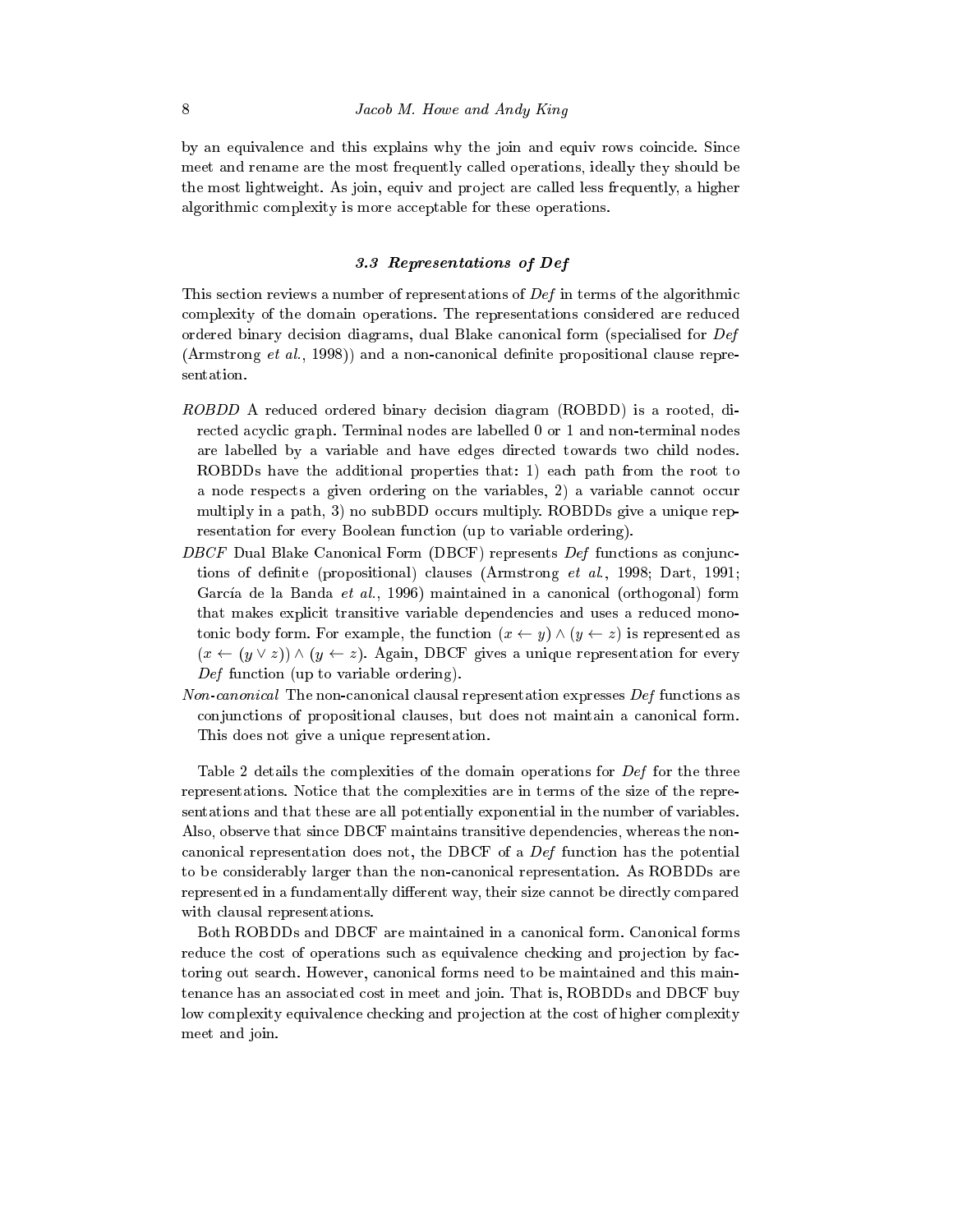by an equivalence and this explains why the join and equiv rows coincide. Since meet and rename are the most frequently called operations, ideally they should be the most lightweight. As join, equiv and project are called less frequently, a higher algorithmic complexity is more acceptable for these operations.

### 3.3 Representations of *Def*

This section reviews a number of representations of *Def* in terms of the algorithmic complexity of the domain operations. The representations considered are reduced ordered binary decision diagrams, dual Blake canonical form (specialised for *Def* (Armstrong *et al.*, 1998)) and a non-canonical definite propositional clause representation.

- *ROBDD* A reduced ordered binary decision diagram (ROBDD) is a rooted, directed acyclic graph. Terminal nodes are labelled 0 or 1 and non-terminal nodes are labelled by a variable and have edges directed towards two child nodes. ROBDDs have the additional properties that: 1) each path from the root to a node respects a given ordering on the variables, 2) a variable cannot occur multiply in a path, 3) no subBDD occurs multiply. ROBDDs give a unique representation for every Boolean function (up to variable ordering).
- *DBCF* Dual Blake Canonical Form (DBCF) represents *Def* functions as conjunctions of definite (propositional) clauses (Armstrong *et al.*, 1998; Dart, 1991; García de la Banda *et al.*, 1996) maintained in a canonical (orthogonal) form that makes explicit transitive variable dependencies and uses a reduced monotonic body form. For example, the function $(x \leftarrow y) \wedge (y \leftarrow z)$ is represented as $(x \leftarrow (y \vee z)) \wedge (y \leftarrow z)$. Again, DBCF gives a unique representation for every *Def* function (up to variable ordering).
- *Non-canonical* The non-canonical clausal representation expresses *Def* functions as conjunctions of propositional clauses, but does not maintain a canonical form. This does not give a unique representation.

Table 2 details the complexities of the domain operations for *Def* for the three representations. Notice that the complexities are in terms of the size of the representations and that these are all potentially exponential in the number of variables. Also, observe that since DBCF maintains transitive dependencies, whereas the non-canonical representation does not, the DBCF of a *Def* function has the potential to be considerably larger than the non-canonical representation. As ROBDDs are represented in a fundamentally different way, their size cannot be directly compared with clausal representations.

Both ROBDDs and DBCF are maintained in a canonical form. Canonical forms reduce the cost of operations such as equivalence checking and projection by factoring out search. However, canonical forms need to be maintained and this maintenance has an associated cost in meet and join. That is, ROBDDs and DBCF buy low complexity equivalence checking and projection at the cost of higher complexity meet and join.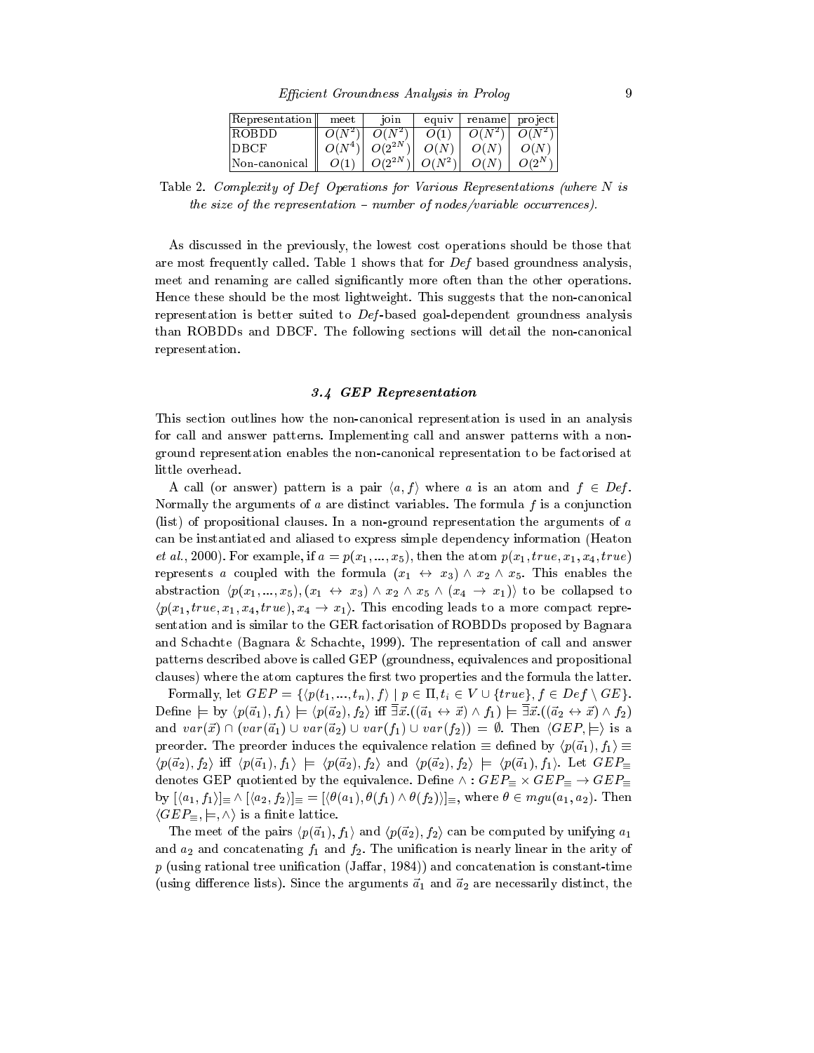| Representation | meet | join | equiv | rename | project |
| --- | --- | --- | --- | --- | --- |
| ROBDD | $O(N^2)$ | $O(N^2)$ | $O(1)$ | $O(N^2)$ | $O(N^2)$ |
| DBCF | $O(N^4)$ | $O(2^{2N})$ | $O(N)$ | $O(N)$ | $O(N)$ |
| Non-canonical | $O(1)$ | $O(2^{2N})$ | $O(N^2)$ | $O(N)$ | $O(2^N)$ |

Table 2. *Complexity of Def Operations for Various Representations (where N is the size of the representation – number of nodes/variable occurrences).*

As discussed in the previously, the lowest cost operations should be those that are most frequently called. Table 1 shows that for *Def* based groundness analysis, meet and renaming are called significantly more often than the other operations. Hence these should be the most lightweight. This suggests that the non-canonical representation is better suited to *Def*-based goal-dependent groundness analysis than ROBDDs and DBCF. The following sections will detail the non-canonical representation.

### 3.4 GEP Representation

This section outlines how the non-canonical representation is used in an analysis for call and answer patterns. Implementing call and answer patterns with a non-ground representation enables the non-canonical representation to be factorised at little overhead.

A call (or answer) pattern is a pair $\langle a, f \rangle$ where $a$ is an atom and $f \in Def$. Normally the arguments of $a$ are distinct variables. The formula $f$ is a conjunction (list) of propositional clauses. In a non-ground representation the arguments of $a$ can be instantiated and aliased to express simple dependency information (Heaton *et al.*, 2000). For example, if $a = p(x_1, ..., x_5)$, then the atom $p(x_1, true, x_1, x_4, true)$ represents $a$ coupled with the formula $(x_1 \leftrightarrow x_3) \wedge x_2 \wedge x_5$. This enables the abstraction $\langle p(x_1, ..., x_5), (x_1 \leftrightarrow x_3) \wedge x_2 \wedge x_5 \wedge (x_4 \rightarrow x_1) \rangle$ to be collapsed to $\langle p(x_1, true, x_1, x_4, true), x_4 \rightarrow x_1 \rangle$. This encoding leads to a more compact representation and is similar to the GER factorisation of ROBDDs proposed by Bagnara and Schachte (Bagnara & Schachte, 1999). The representation of call and answer patterns described above is called GEP (groundness, equivalences and propositional clauses) where the atom captures the first two properties and the formula the latter.

Formally, let $GEP = \{\langle p(t_1, ..., t_n), f \rangle \mid p \in \Pi, t_i \in V \cup \{true\}, f \in Def \setminus GE\}$. Define $\models$ by $\langle p(\vec{a}_1), f_1 \rangle \models \langle p(\vec{a}_2), f_2 \rangle$ iff $\overline{\exists}\vec{x}.((\vec{a}_1 \leftrightarrow \vec{x}) \wedge f_1) \models \overline{\exists}\vec{x}.((\vec{a}_2 \leftrightarrow \vec{x}) \wedge f_2)$ and $var(\vec{x}) \cap (var(\vec{a}_1) \cup var(\vec{a}_2) \cup var(f_1) \cup var(f_2)) = \emptyset$. Then $\langle GEP, \models \rangle$ is a preorder. The preorder induces the equivalence relation $\equiv$ defined by $\langle p(\vec{a}_1), f_1 \rangle \equiv \langle p(\vec{a}_2), f_2 \rangle$ iff $\langle p(\vec{a}_1), f_1 \rangle \models \langle p(\vec{a}_2), f_2 \rangle$ and $\langle p(\vec{a}_2), f_2 \rangle \models \langle p(\vec{a}_1), f_1 \rangle$. Let $GEP_{\equiv}$ denotes GEP quotiented by the equivalence. Define $\wedge : GEP_{\equiv} \times GEP_{\equiv} \rightarrow GEP_{\equiv}$ by $[\langle a_1, f_1 \rangle]_{\equiv} \wedge [\langle a_2, f_2 \rangle]_{\equiv} = [\langle \theta(a_1), \theta(f_1) \wedge \theta(f_2) \rangle]_{\equiv}$, where $\theta \in mgu(a_1, a_2)$. Then $\langle GEP_{\equiv}, \models, \wedge \rangle$ is a finite lattice.

The meet of the pairs $\langle p(\vec{a}_1), f_1 \rangle$ and $\langle p(\vec{a}_2), f_2 \rangle$ can be computed by unifying $a_1$ and $a_2$ and concatenating $f_1$ and $f_2$. The unification is nearly linear in the arity of $p$ (using rational tree unification (Jaffar, 1984)) and concatenation is constant-time (using difference lists). Since the arguments $\vec{a}_1$ and $\vec{a}_2$ are necessarily distinct, the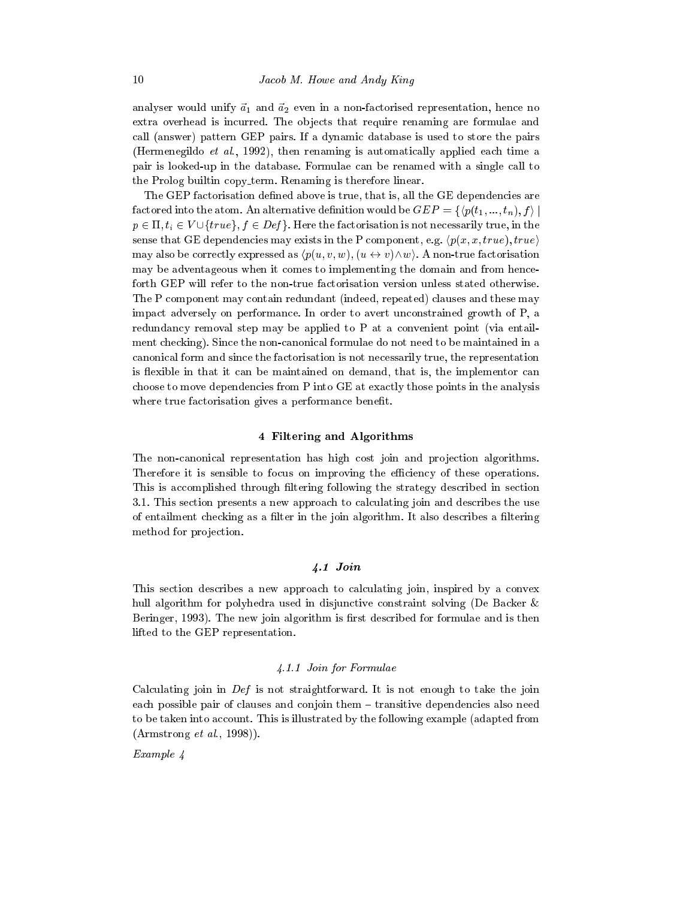analyser would unify $\vec{a}_1$ and $\vec{a}_2$ even in a non-factorised representation, hence no extra overhead is incurred. The objects that require renaming are formulae and call (answer) pattern GEP pairs. If a dynamic database is used to store the pairs (Hermenegildo *et al.*, 1992), then renaming is automatically applied each time a pair is looked-up in the database. Formulae can be renamed with a single call to the Prolog builtin copy_term. Renaming is therefore linear.

The GEP factorisation defined above is true, that is, all the GE dependencies are factored into the atom. An alternative definition would be $GEP = \{\langle p(t_1, ..., t_n), f \rangle \mid p \in \Pi, t_i \in V \cup \{true\}, f \in Def\}$. Here the factorisation is not necessarily true, in the sense that GE dependencies may exists in the P component, e.g. $\langle p(x, x, true), true \rangle$ may also be correctly expressed as $\langle p(u, v, w), (u \leftrightarrow v) \wedge w \rangle$. A non-true factorisation may be adventageous when it comes to implementing the domain and from henceforth GEP will refer to the non-true factorisation version unless stated otherwise. The P component may contain redundant (indeed, repeated) clauses and these may impact adversely on performance. In order to avert unconstrained growth of P, a redundancy removal step may be applied to P at a convenient point (via entailment checking). Since the non-canonical formulae do not need to be maintained in a canonical form and since the factorisation is not necessarily true, the representation is flexible in that it can be maintained on demand, that is, the implementor can choose to move dependencies from P into GE at exactly those points in the analysis where true factorisation gives a performance benefit.

## 4 Filtering and Algorithms

The non-canonical representation has high cost join and projection algorithms. Therefore it is sensible to focus on improving the efficiency of these operations. This is accomplished through filtering following the strategy described in section 3.1. This section presents a new approach to calculating join and describes the use of entailment checking as a filter in the join algorithm. It also describes a filtering method for projection.

### 4.1 Join

This section describes a new approach to calculating join, inspired by a convex hull algorithm for polyhedra used in disjunctive constraint solving (De Backer & Beringer, 1993). The new join algorithm is first described for formulae and is then lifted to the GEP representation.

#### 4.1.1 Join for Formulae

Calculating join in *Def* is not straightforward. It is not enough to take the join each possible pair of clauses and conjoin them – transitive dependencies also need to be taken into account. This is illustrated by the following example (adapted from (Armstrong *et al.*, 1998)).

*Example 4*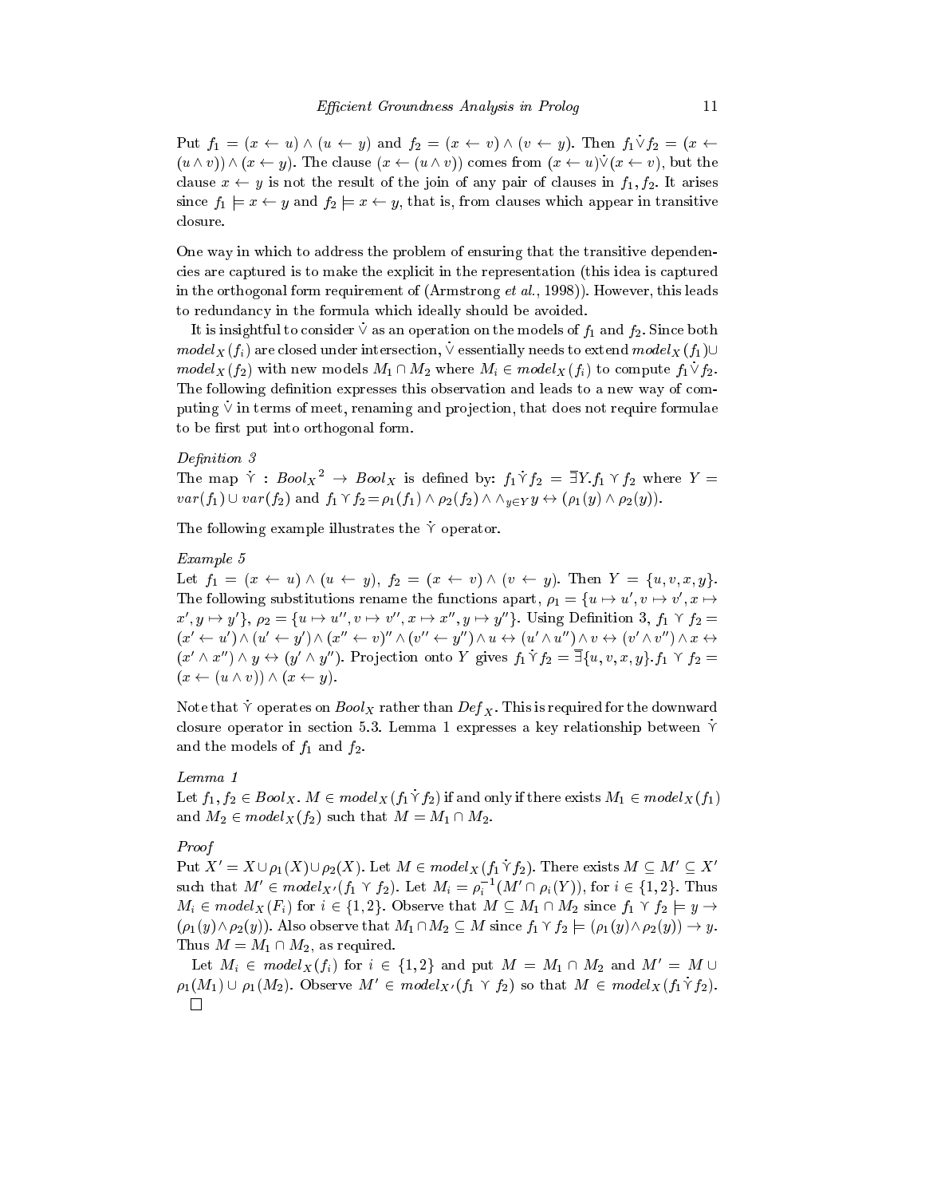Put $f_1 = (x \leftarrow u) \wedge (u \leftarrow y)$ and $f_2 = (x \leftarrow v) \wedge (v \leftarrow y)$. Then $f_1 \dot{\vee} f_2 = (x \leftarrow (u \wedge v)) \wedge (x \leftarrow y)$. The clause $(x \leftarrow (u \wedge v))$ comes from $(x \leftarrow u) \dot{\vee} (x \leftarrow v)$, but the clause $x \leftarrow y$ is not the result of the join of any pair of clauses in $f_1, f_2$. It arises since $f_1 \models x \leftarrow y$ and $f_2 \models x \leftarrow y$, that is, from clauses which appear in transitive closure.

One way in which to address the problem of ensuring that the transitive dependencies are captured is to make the explicit in the representation (this idea is captured in the orthogonal form requirement of (Armstrong *et al.*, 1998)). However, this leads to redundancy in the formula which ideally should be avoided.

It is insightful to consider $\dot{\vee}$ as an operation on the models of $f_1$ and $f_2$. Since both $model_X(f_i)$ are closed under intersection, $\dot{\vee}$ essentially needs to extend $model_X(f_1) \cup model_X(f_2)$ with new models $M_1 \cap M_2$ where $M_i \in model_X(f_i)$ to compute $f_1 \dot{\vee} f_2$. The following definition expresses this observation and leads to a new way of computing $\dot{\vee}$ in terms of meet, renaming and projection, that does not require formulae to be first put into orthogonal form.

*Definition 3*

The map $\dot{\curlyvee} : Bool_X{}^2 \rightarrow Bool_X$ is defined by: $f_1 \dot{\curlyvee} f_2 = \overline{\exists} Y. f_1 \curlyvee f_2$ where $Y = var(f_1) \cup var(f_2)$ and $f_1 \curlyvee f_2 = \rho_1(f_1) \wedge \rho_2(f_2) \wedge \wedge_{y \in Y} y \leftrightarrow (\rho_1(y) \wedge \rho_2(y))$.

The following example illustrates the $\dot{\curlyvee}$ operator.

*Example 5*

Let $f_1 = (x \leftarrow u) \wedge (u \leftarrow y)$, $f_2 = (x \leftarrow v) \wedge (v \leftarrow y)$. Then $Y = \{u, v, x, y\}$. The following substitutions rename the functions apart, $\rho_1 = \{u \mapsto u', v \mapsto v', x \mapsto x', y \mapsto y'\}$, $\rho_2 = \{u \mapsto u'', v \mapsto v'', x \mapsto x'', y \mapsto y''\}$. Using Definition 3, $f_1 \curlyvee f_2 = (x' \leftarrow u') \wedge (u' \leftarrow y') \wedge (x'' \leftarrow v)'' \wedge (v'' \leftarrow y'') \wedge u \leftrightarrow (u' \wedge u'') \wedge v \leftrightarrow (v' \wedge v'') \wedge x \leftrightarrow (x' \wedge x'') \wedge y \leftrightarrow (y' \wedge y'')$. Projection onto $Y$ gives $f_1 \dot{\curlyvee} f_2 = \overline{\exists} \{u, v, x, y\}. f_1 \curlyvee f_2 = (x \leftarrow (u \wedge v)) \wedge (x \leftarrow y)$.

Note that $\dot{\curlyvee}$ operates on $Bool_X$ rather than $Def_X$. This is required for the downward closure operator in section 5.3. Lemma 1 expresses a key relationship between $\dot{\curlyvee}$ and the models of $f_1$ and $f_2$.

*Lemma 1*

Let $f_1, f_2 \in Bool_X$. $M \in model_X(f_1 \dot{\curlyvee} f_2)$ if and only if there exists $M_1 \in model_X(f_1)$ and $M_2 \in model_X(f_2)$ such that $M = M_1 \cap M_2$.

*Proof*

Put $X' = X \cup \rho_1(X) \cup \rho_2(X)$. Let $M \in model_X(f_1 \dot{\curlyvee} f_2)$. There exists $M \subseteq M' \subseteq X'$ such that $M' \in model_{X'}(f_1 \curlyvee f_2)$. Let $M_i = \rho_i^{-1}(M' \cap \rho_i(Y))$, for $i \in \{1, 2\}$. Thus $M_i \in model_X(F_i)$ for $i \in \{1, 2\}$. Observe that $M \subseteq M_1 \cap M_2$ since $f_1 \curlyvee f_2 \models y \rightarrow (\rho_1(y) \wedge \rho_2(y))$. Also observe that $M_1 \cap M_2 \subseteq M$ since $f_1 \curlyvee f_2 \models (\rho_1(y) \wedge \rho_2(y)) \rightarrow y$. Thus $M = M_1 \cap M_2$, as required.

Let $M_i \in model_X(f_i)$ for $i \in \{1, 2\}$ and put $M = M_1 \cap M_2$ and $M' = M \cup \rho_1(M_1) \cup \rho_1(M_2)$. Observe $M' \in model_{X'}(f_1 \curlyvee f_2)$ so that $M \in model_X(f_1 \dot{\curlyvee} f_2)$. □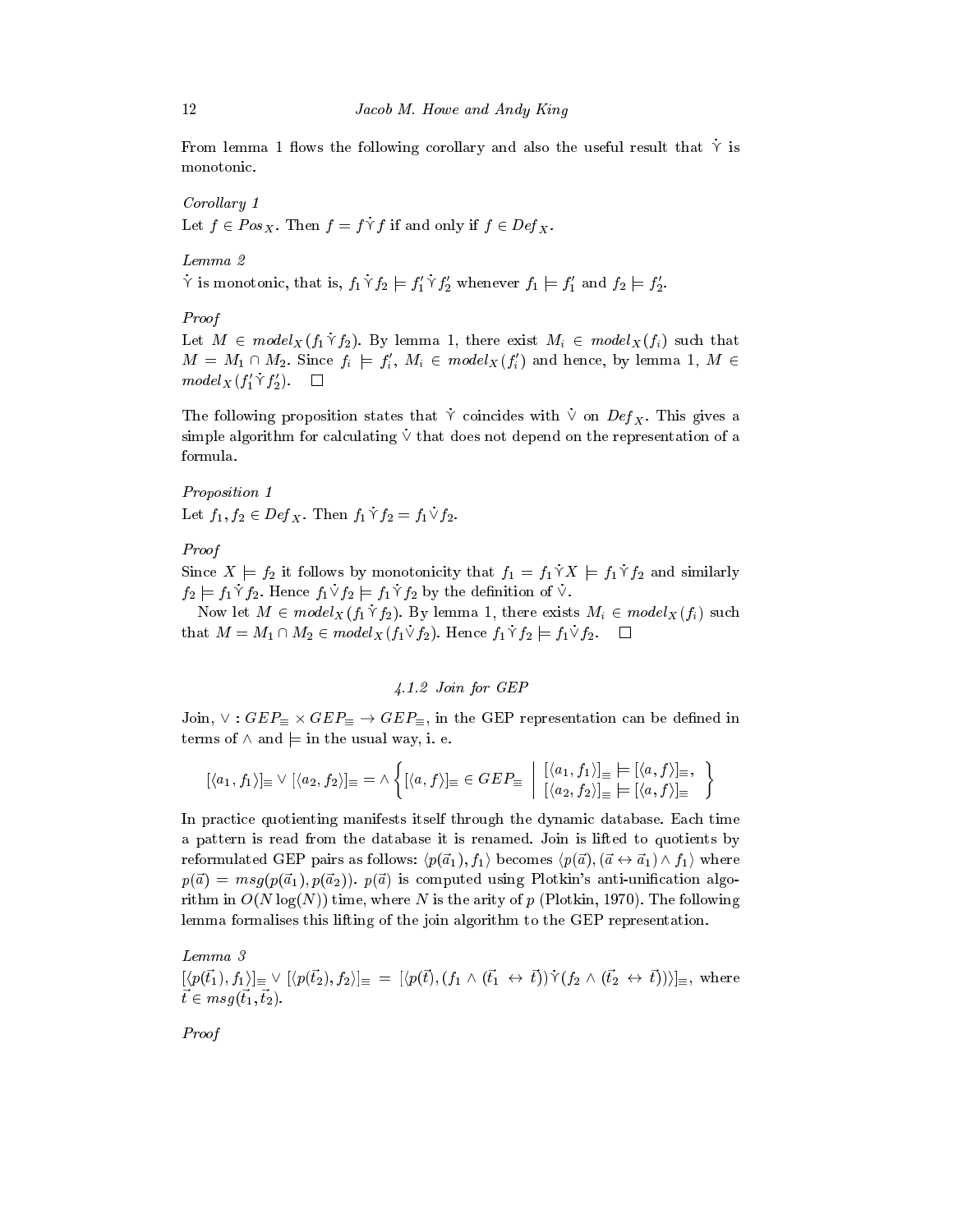From lemma 1 flows the following corollary and also the useful result that $\dot{\curlyvee}$ is monotonic.

*Corollary 1*

Let $f \in Pos_X$. Then $f = f \dot{\curlyvee} f$ if and only if $f \in Def_X$.

*Lemma 2*

$\dot{\curlyvee}$ is monotonic, that is, $f_1 \dot{\curlyvee} f_2 \models f'_1 \dot{\curlyvee} f'_2$ whenever $f_1 \models f'_1$ and $f_2 \models f'_2$.

*Proof*

Let $M \in model_X(f_1 \dot{\curlyvee} f_2)$. By lemma 1, there exist $M_i \in model_X(f_i)$ such that $M = M_1 \cap M_2$. Since $f_i \models f'_i$, $M_i \in model_X(f'_i)$ and hence, by lemma 1, $M \in model_X(f'_1 \dot{\curlyvee} f'_2)$. $\square$

The following proposition states that $\dot{\curlyvee}$ coincides with $\dot{\vee}$ on $Def_X$. This gives a simple algorithm for calculating $\dot{\vee}$ that does not depend on the representation of a formula.

*Proposition 1*

Let $f_1, f_2 \in Def_X$. Then $f_1 \dot{\curlyvee} f_2 = f_1 \dot{\vee} f_2$.

*Proof*

Since $X \models f_2$ it follows by monotonicity that $f_1 = f_1 \dot{\curlyvee} X \models f_1 \dot{\curlyvee} f_2$ and similarly $f_2 \models f_1 \dot{\curlyvee} f_2$. Hence $f_1 \dot{\vee} f_2 \models f_1 \dot{\curlyvee} f_2$ by the definition of $\dot{\vee}$.

Now let $M \in model_X(f_1 \dot{\curlyvee} f_2)$. By lemma 1, there exists $M_i \in model_X(f_i)$ such that $M = M_1 \cap M_2 \in model_X(f_1 \dot{\vee} f_2)$. Hence $f_1 \dot{\curlyvee} f_2 \models f_1 \dot{\vee} f_2$. $\square$

#### *4.1.2 Join for GEP*

Join, $\vee : GEP_{\equiv} \times GEP_{\equiv} \rightarrow GEP_{\equiv}$, in the GEP representation can be defined in terms of $\wedge$ and $\models$ in the usual way, i. e.

$$[\langle a_1, f_1 \rangle]_{\equiv} \vee [\langle a_2, f_2 \rangle]_{\equiv} = \wedge \left\{ [\langle a, f \rangle]_{\equiv} \in GEP_{\equiv} \;\middle|\; \begin{array}{l} [\langle a_1, f_1 \rangle]_{\equiv} \models [\langle a, f \rangle]_{\equiv}, \\ [\langle a_2, f_2 \rangle]_{\equiv} \models [\langle a, f \rangle]_{\equiv} \end{array} \right\}$$

In practice quotienting manifests itself through the dynamic database. Each time a pattern is read from the database it is renamed. Join is lifted to quotients by reformulated GEP pairs as follows: $\langle p(\vec{a}_1), f_1 \rangle$ becomes $\langle p(\vec{a}), (\vec{a} \leftrightarrow \vec{a}_1) \wedge f_1 \rangle$ where $p(\vec{a}) = msg(p(\vec{a}_1), p(\vec{a}_2))$. $p(\vec{a})$ is computed using Plotkin's anti-unification algorithm in $O(N \log(N))$ time, where $N$ is the arity of $p$ (Plotkin, 1970). The following lemma formalises this lifting of the join algorithm to the GEP representation.

*Lemma 3*

$[\langle p(\vec{t_1}), f_1 \rangle]_{\equiv} \vee [\langle p(\vec{t_2}), f_2 \rangle]_{\equiv} = [\langle p(\vec{t}), (f_1 \wedge (\vec{t_1} \leftrightarrow \vec{t})) \dot{\curlyvee} (f_2 \wedge (\vec{t_2} \leftrightarrow \vec{t})) \rangle]_{\equiv}$, where $\vec{t} \in msg(\vec{t_1}, \vec{t_2})$.

*Proof*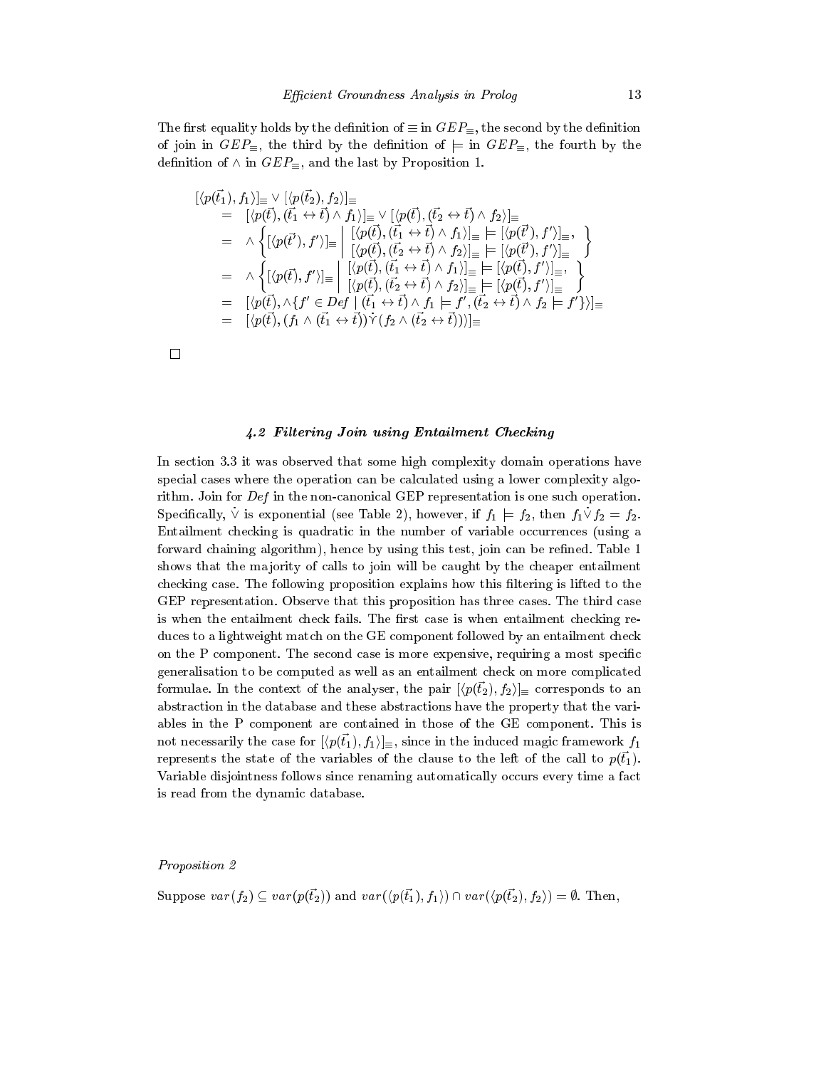The first equality holds by the definition of $\equiv$ in $GEP_{\equiv}$, the second by the definition of join in $GEP_{\equiv}$, the third by the definition of $\models$ in $GEP_{\equiv}$, the fourth by the definition of $\wedge$ in $GEP_{\equiv}$, and the last by Proposition 1.

$$
\begin{array}{ll}
[\langle p(\vec{t_1}), f_1\rangle]_{\equiv} \vee [\langle p(\vec{t_2}), f_2\rangle]_{\equiv} & \\
\quad = \ [\langle p(\vec{t}), (\vec{t_1} \leftrightarrow \vec{t}) \wedge f_1\rangle]_{\equiv} \vee [\langle p(\vec{t}), (\vec{t_2} \leftrightarrow \vec{t}) \wedge f_2\rangle]_{\equiv} & \\
\quad = \ \wedge \left\{ [\langle p(\vec{t'}), f'\rangle]_{\equiv} \;\middle|\; \begin{array}{l} [\langle p(\vec{t}), (\vec{t_1} \leftrightarrow \vec{t}) \wedge f_1\rangle]_{\equiv} \models [\langle p(\vec{t'}), f'\rangle]_{\equiv}, \\ [\langle p(\vec{t}), (\vec{t_2} \leftrightarrow \vec{t}) \wedge f_2\rangle]_{\equiv} \models [\langle p(\vec{t'}), f'\rangle]_{\equiv} \end{array} \right\} & \\
\quad = \ \wedge \left\{ [\langle p(\vec{t}), f'\rangle]_{\equiv} \;\middle|\; \begin{array}{l} [\langle p(\vec{t}), (\vec{t_1} \leftrightarrow \vec{t}) \wedge f_1\rangle]_{\equiv} \models [\langle p(\vec{t}), f'\rangle]_{\equiv}, \\ [\langle p(\vec{t}), (\vec{t_2} \leftrightarrow \vec{t}) \wedge f_2\rangle]_{\equiv} \models [\langle p(\vec{t}), f'\rangle]_{\equiv} \end{array} \right\} & \\
\quad = \ [\langle p(\vec{t}), \wedge\{f' \in Def \mid (\vec{t_1} \leftrightarrow \vec{t}) \wedge f_1 \models f', (\vec{t_2} \leftrightarrow \vec{t}) \wedge f_2 \models f'\}\rangle]_{\equiv} & \\
\quad = \ [\langle p(\vec{t}), (f_1 \wedge (\vec{t_1} \leftrightarrow \vec{t})) \dot{\curlyvee} (f_2 \wedge (\vec{t_2} \leftrightarrow \vec{t}))\rangle]_{\equiv} &
\end{array}
$$

□

### 4.2 Filtering Join using Entailment Checking

In section 3.3 it was observed that some high complexity domain operations have special cases where the operation can be calculated using a lower complexity algorithm. Join for *Def* in the non-canonical GEP representation is one such operation. Specifically, $\dot{\vee}$ is exponential (see Table 2), however, if $f_1 \models f_2$, then $f_1 \dot{\vee} f_2 = f_2$. Entailment checking is quadratic in the number of variable occurrences (using a forward chaining algorithm), hence by using this test, join can be refined. Table 1 shows that the majority of calls to join will be caught by the cheaper entailment checking case. The following proposition explains how this filtering is lifted to the GEP representation. Observe that this proposition has three cases. The third case is when the entailment check fails. The first case is when entailment checking reduces to a lightweight match on the GE component followed by an entailment check on the P component. The second case is more expensive, requiring a most specific generalisation to be computed as well as an entailment check on more complicated formulae. In the context of the analyser, the pair $[\langle p(\vec{t_2}), f_2\rangle]_{\equiv}$ corresponds to an abstraction in the database and these abstractions have the property that the variables in the P component are contained in those of the GE component. This is not necessarily the case for $[\langle p(\vec{t_1}), f_1\rangle]_{\equiv}$, since in the induced magic framework $f_1$ represents the state of the variables of the clause to the left of the call to $p(\vec{t_1})$. Variable disjointness follows since renaming automatically occurs every time a fact is read from the dynamic database.

*Proposition 2*

Suppose $var(f_2) \subseteq var(p(\vec{t_2}))$ and $var(\langle p(\vec{t_1}), f_1\rangle) \cap var(\langle p(\vec{t_2}), f_2\rangle) = \emptyset$. Then,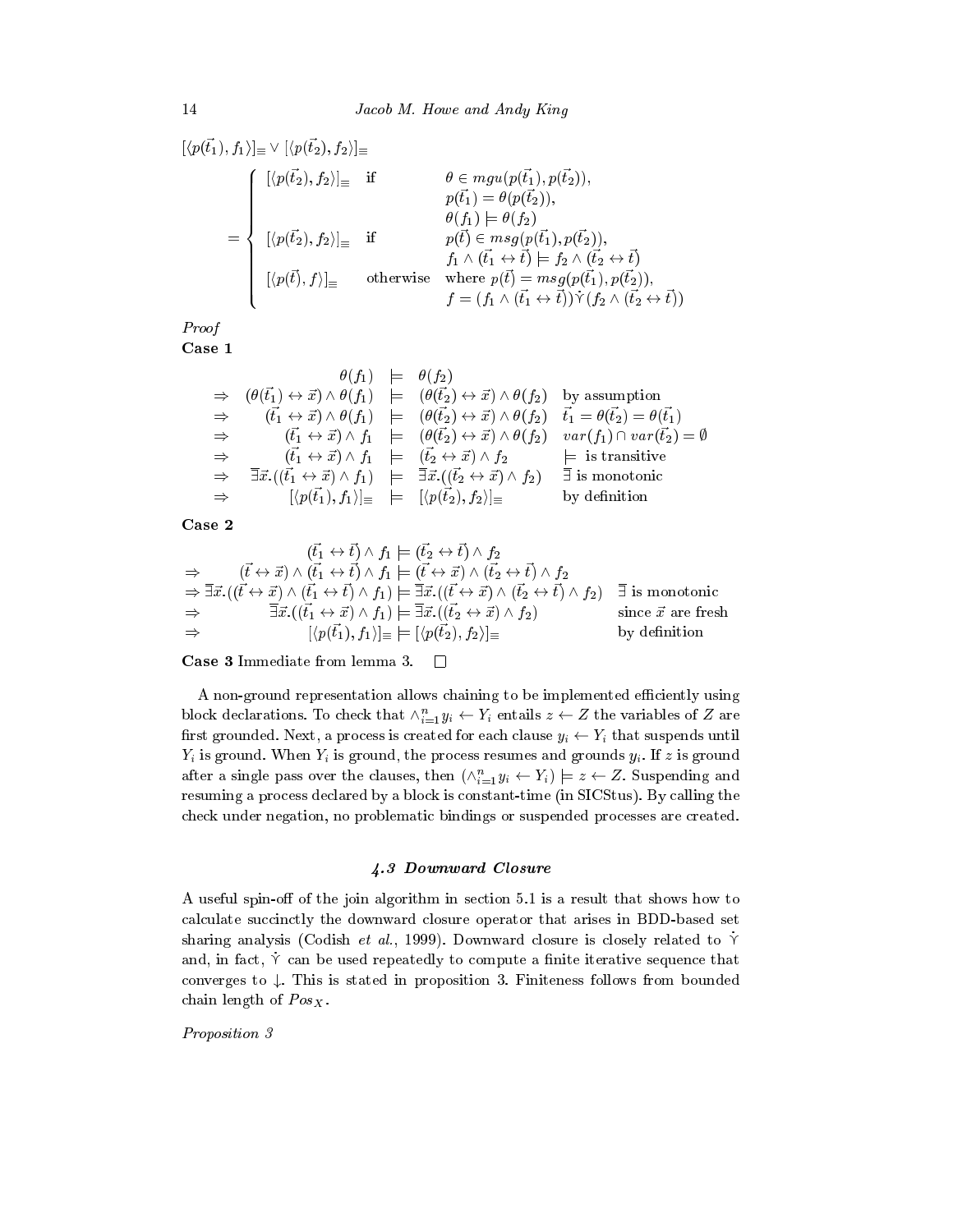$$[\langle p(\vec{t_1}), f_1\rangle]_\equiv \vee [\langle p(\vec{t_2}), f_2\rangle]_\equiv$$

$$= \begin{cases} [\langle p(\vec{t_2}), f_2\rangle]_\equiv & \text{if} \quad \theta \in mgu(p(\vec{t_1}), p(\vec{t_2})), \\ & \qquad p(\vec{t_1}) = \theta(p(\vec{t_2})), \\ & \qquad \theta(f_1) \models \theta(f_2) \\ [\langle p(\vec{t_2}), f_2\rangle]_\equiv & \text{if} \quad p(\vec{t}) \in msg(p(\vec{t_1}), p(\vec{t_2})), \\ & \qquad f_1 \wedge (\vec{t_1} \leftrightarrow \vec{t}) \models f_2 \wedge (\vec{t_2} \leftrightarrow \vec{t}) \\ [\langle p(\vec{t}), f\rangle]_\equiv & \text{otherwise} \quad \text{where } p(\vec{t}) = msg(p(\vec{t_1}), p(\vec{t_2})), \\ & \qquad f = (f_1 \wedge (\vec{t_1} \leftrightarrow \vec{t})) \dot{\curlyvee} (f_2 \wedge (\vec{t_2} \leftrightarrow \vec{t})) \end{cases}$$

*Proof*

**Case 1**

$$\begin{array}{rrcll} & \theta(f_1) & \models & \theta(f_2) & \\ \Rightarrow & (\theta(\vec{t_1}) \leftrightarrow \vec{x}) \wedge \theta(f_1) & \models & (\theta(\vec{t_2}) \leftrightarrow \vec{x}) \wedge \theta(f_2) & \text{by assumption} \\ \Rightarrow & (\vec{t_1} \leftrightarrow \vec{x}) \wedge \theta(f_1) & \models & (\theta(\vec{t_2}) \leftrightarrow \vec{x}) \wedge \theta(f_2) & \vec{t_1} = \theta(\vec{t_2}) = \theta(\vec{t_1}) \\ \Rightarrow & (\vec{t_1} \leftrightarrow \vec{x}) \wedge f_1 & \models & (\theta(\vec{t_2}) \leftrightarrow \vec{x}) \wedge \theta(f_2) & var(f_1) \cap var(\vec{t_2}) = \emptyset \\ \Rightarrow & (\vec{t_1} \leftrightarrow \vec{x}) \wedge f_1 & \models & (\vec{t_2} \leftrightarrow \vec{x}) \wedge f_2 & \models \text{ is transitive} \\ \Rightarrow & \overline{\exists}\vec{x}.((\vec{t_1} \leftrightarrow \vec{x}) \wedge f_1) & \models & \overline{\exists}\vec{x}.((\vec{t_2} \leftrightarrow \vec{x}) \wedge f_2) & \overline{\exists} \text{ is monotonic} \\ \Rightarrow & [\langle p(\vec{t_1}), f_1\rangle]_\equiv & \models & [\langle p(\vec{t_2}), f_2\rangle]_\equiv & \text{by definition} \end{array}$$

**Case 2**

$$\begin{array}{rrcll} & (\vec{t_1} \leftrightarrow \vec{t}) \wedge f_1 & \models & (\vec{t_2} \leftrightarrow \vec{t}) \wedge f_2 & \\ \Rightarrow & (\vec{t} \leftrightarrow \vec{x}) \wedge (\vec{t_1} \leftrightarrow \vec{t}) \wedge f_1 & \models & (\vec{t} \leftrightarrow \vec{x}) \wedge (\vec{t_2} \leftrightarrow \vec{t}) \wedge f_2 & \\ \Rightarrow & \overline{\exists}\vec{x}.((\vec{t} \leftrightarrow \vec{x}) \wedge (\vec{t_1} \leftrightarrow \vec{t}) \wedge f_1) & \models & \overline{\exists}\vec{x}.((\vec{t} \leftrightarrow \vec{x}) \wedge (\vec{t_2} \leftrightarrow \vec{t}) \wedge f_2) & \overline{\exists} \text{ is monotonic} \\ \Rightarrow & \overline{\exists}\vec{x}.((\vec{t_1} \leftrightarrow \vec{x}) \wedge f_1) & \models & \overline{\exists}\vec{x}.((\vec{t_2} \leftrightarrow \vec{x}) \wedge f_2) & \text{since } \vec{x} \text{ are fresh} \\ \Rightarrow & [\langle p(\vec{t_1}), f_1\rangle]_\equiv & \models & [\langle p(\vec{t_2}), f_2\rangle]_\equiv & \text{by definition} \end{array}$$

**Case 3** Immediate from lemma 3. □

A non-ground representation allows chaining to be implemented efficiently using block declarations. To check that $\wedge_{i=1}^{n} y_i \leftarrow Y_i$ entails $z \leftarrow Z$ the variables of $Z$ are first grounded. Next, a process is created for each clause $y_i \leftarrow Y_i$ that suspends until $Y_i$ is ground. When $Y_i$ is ground, the process resumes and grounds $y_i$. If $z$ is ground after a single pass over the clauses, then $(\wedge_{i=1}^{n} y_i \leftarrow Y_i) \models z \leftarrow Z$. Suspending and resuming a process declared by a block is constant-time (in SICStus). By calling the check under negation, no problematic bindings or suspended processes are created.

### *4.3 Downward Closure*

A useful spin-off of the join algorithm in section 5.1 is a result that shows how to calculate succinctly the downward closure operator that arises in BDD-based set sharing analysis (Codish *et al.*, 1999). Downward closure is closely related to $\dot{\curlyvee}$ and, in fact, $\dot{\curlyvee}$ can be used repeatedly to compute a finite iterative sequence that converges to $\downarrow$. This is stated in proposition 3. Finiteness follows from bounded chain length of $Pos_X$.

*Proposition 3*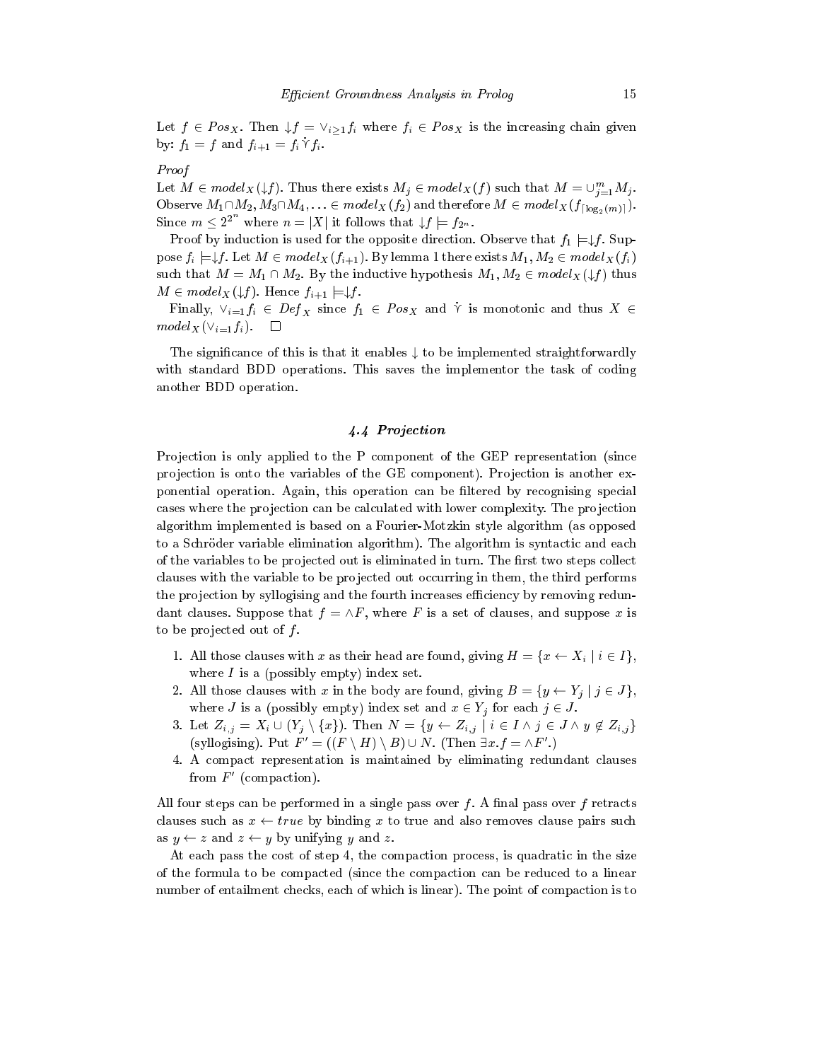Let $f \in Pos_X$. Then $\downarrow f = \vee_{i \geq 1} f_i$ where $f_i \in Pos_X$ is the increasing chain given by: $f_1 = f$ and $f_{i+1} = f_i \dot{\curlyvee} f_i$.

*Proof*

Let $M \in model_X(\downarrow f)$. Thus there exists $M_j \in model_X(f)$ such that $M = \cup_{j=1}^{m} M_j$. Observe $M_1 \cap M_2, M_3 \cap M_4, \ldots \in model_X(f_2)$ and therefore $M \in model_X(f_{\lceil \log_2(m) \rceil})$. Since $m \leq 2^{2^n}$ where $n = |X|$ it follows that $\downarrow f \models f_{2^n}$.

Proof by induction is used for the opposite direction. Observe that $f_1 \models \downarrow f$. Suppose $f_i \models \downarrow f$. Let $M \in model_X(f_{i+1})$. By lemma 1 there exists $M_1, M_2 \in model_X(f_i)$ such that $M = M_1 \cap M_2$. By the inductive hypothesis $M_1, M_2 \in model_X(\downarrow f)$ thus $M \in model_X(\downarrow f)$. Hence $f_{i+1} \models \downarrow f$.

Finally, $\vee_{i=1} f_i \in Def_X$ since $f_1 \in Pos_X$ and $\dot{\curlyvee}$ is monotonic and thus $X \in model_X(\vee_{i=1} f_i)$. □

The significance of this is that it enables $\downarrow$ to be implemented straightforwardly with standard BDD operations. This saves the implementor the task of coding another BDD operation.

### 4.4 Projection

Projection is only applied to the P component of the GEP representation (since projection is onto the variables of the GE component). Projection is another exponential operation. Again, this operation can be filtered by recognising special cases where the projection can be calculated with lower complexity. The projection algorithm implemented is based on a Fourier-Motzkin style algorithm (as opposed to a Schröder variable elimination algorithm). The algorithm is syntactic and each of the variables to be projected out is eliminated in turn. The first two steps collect clauses with the variable to be projected out occurring in them, the third performs the projection by syllogising and the fourth increases efficiency by removing redundant clauses. Suppose that $f = \wedge F$, where $F$ is a set of clauses, and suppose $x$ is to be projected out of $f$.

1. All those clauses with $x$ as their head are found, giving $H = \{x \leftarrow X_i \mid i \in I\}$, where $I$ is a (possibly empty) index set.
2. All those clauses with $x$ in the body are found, giving $B = \{y \leftarrow Y_j \mid j \in J\}$, where $J$ is a (possibly empty) index set and $x \in Y_j$ for each $j \in J$.
3. Let $Z_{i,j} = X_i \cup (Y_j \setminus \{x\})$. Then $N = \{y \leftarrow Z_{i,j} \mid i \in I \wedge j \in J \wedge y \notin Z_{i,j}\}$ (syllogising). Put $F' = ((F \setminus H) \setminus B) \cup N$. (Then $\exists x.f = \wedge F'$.)
4. A compact representation is maintained by eliminating redundant clauses from $F'$ (compaction).

All four steps can be performed in a single pass over $f$. A final pass over $f$ retracts clauses such as $x \leftarrow true$ by binding $x$ to true and also removes clause pairs such as $y \leftarrow z$ and $z \leftarrow y$ by unifying $y$ and $z$.

At each pass the cost of step 4, the compaction process, is quadratic in the size of the formula to be compacted (since the compaction can be reduced to a linear number of entailment checks, each of which is linear). The point of compaction is to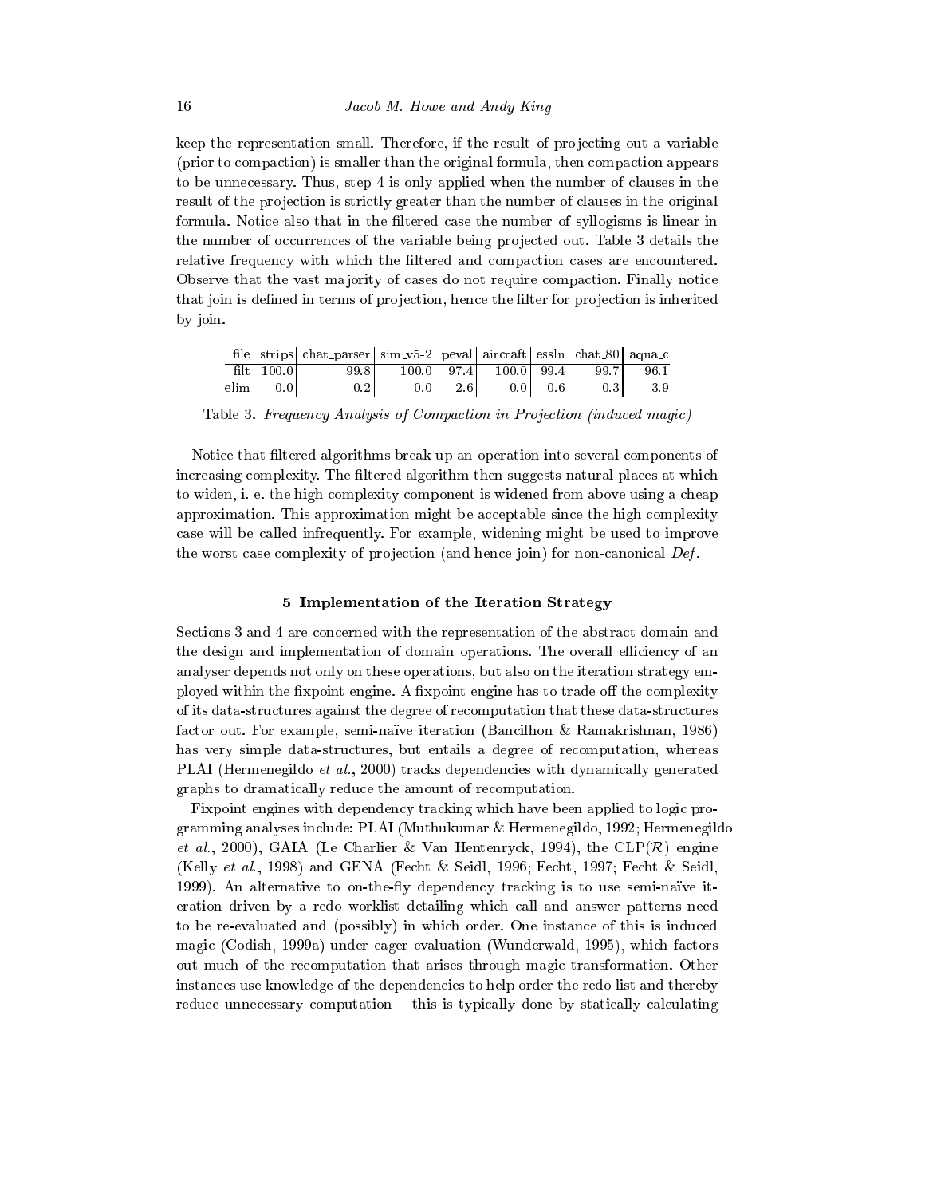keep the representation small. Therefore, if the result of projecting out a variable (prior to compaction) is smaller than the original formula, then compaction appears to be unnecessary. Thus, step 4 is only applied when the number of clauses in the result of the projection is strictly greater than the number of clauses in the original formula. Notice also that in the filtered case the number of syllogisms is linear in the number of occurrences of the variable being projected out. Table 3 details the relative frequency with which the filtered and compaction cases are encountered. Observe that the vast majority of cases do not require compaction. Finally notice that join is defined in terms of projection, hence the filter for projection is inherited by join.

| file | strips | chat_parser | sim_v5-2 | peval | aircraft | essln | chat_80 | aqua_c |
|---|---|---|---|---|---|---|---|---|
| filt | 100.0 | 99.8 | 100.0 | 97.4 | 100.0 | 99.4 | 99.7 | 96.1 |
| elim | 0.0 | 0.2 | 0.0 | 2.6 | 0.0 | 0.6 | 0.3 | 3.9 |

Table 3. *Frequency Analysis of Compaction in Projection (induced magic)*

Notice that filtered algorithms break up an operation into several components of increasing complexity. The filtered algorithm then suggests natural places at which to widen, i. e. the high complexity component is widened from above using a cheap approximation. This approximation might be acceptable since the high complexity case will be called infrequently. For example, widening might be used to improve the worst case complexity of projection (and hence join) for non-canonical *Def*.

## 5 Implementation of the Iteration Strategy

Sections 3 and 4 are concerned with the representation of the abstract domain and the design and implementation of domain operations. The overall efficiency of an analyser depends not only on these operations, but also on the iteration strategy employed within the fixpoint engine. A fixpoint engine has to trade off the complexity of its data-structures against the degree of recomputation that these data-structures factor out. For example, semi-naïve iteration (Bancilhon & Ramakrishnan, 1986) has very simple data-structures, but entails a degree of recomputation, whereas PLAI (Hermenegildo *et al.*, 2000) tracks dependencies with dynamically generated graphs to dramatically reduce the amount of recomputation.

Fixpoint engines with dependency tracking which have been applied to logic programming analyses include: PLAI (Muthukumar & Hermenegildo, 1992; Hermenegildo *et al.*, 2000), GAIA (Le Charlier & Van Hentenryck, 1994), the CLP($\mathcal{R}$) engine (Kelly *et al.*, 1998) and GENA (Fecht & Seidl, 1996; Fecht, 1997; Fecht & Seidl, 1999). An alternative to on-the-fly dependency tracking is to use semi-naïve iteration driven by a redo worklist detailing which call and answer patterns need to be re-evaluated and (possibly) in which order. One instance of this is induced magic (Codish, 1999a) under eager evaluation (Wunderwald, 1995), which factors out much of the recomputation that arises through magic transformation. Other instances use knowledge of the dependencies to help order the redo list and thereby reduce unnecessary computation – this is typically done by statically calculating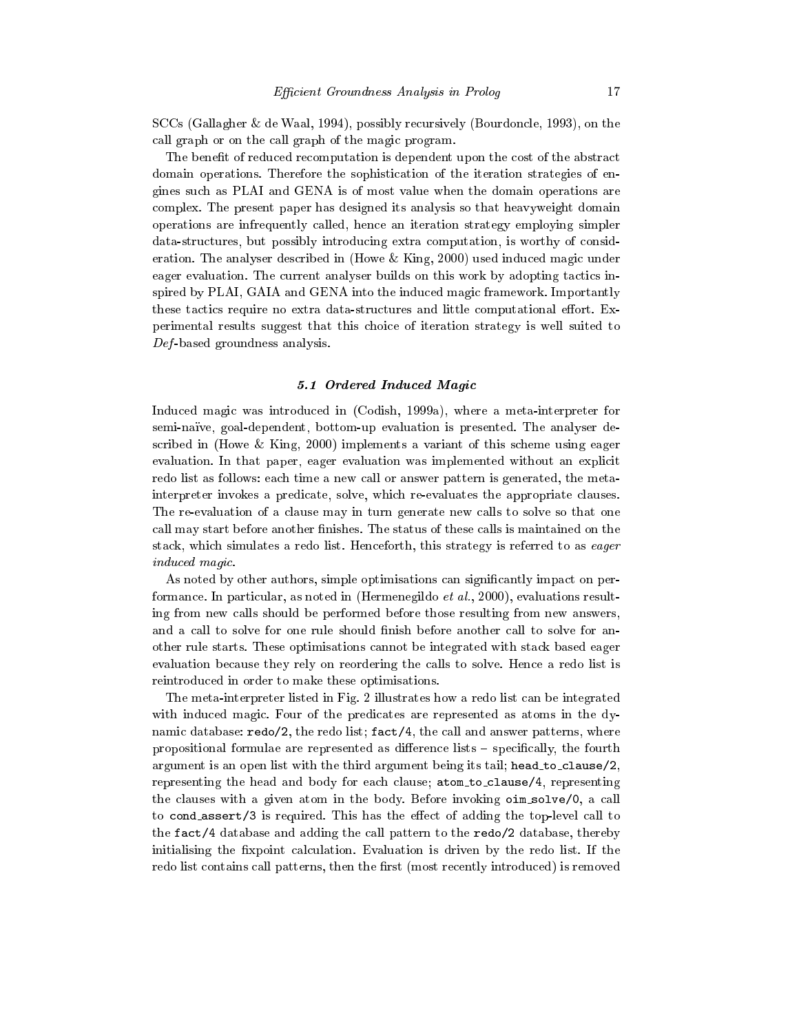SCCs (Gallagher & de Waal, 1994), possibly recursively (Bourdoncle, 1993), on the call graph or on the call graph of the magic program.

The benefit of reduced recomputation is dependent upon the cost of the abstract domain operations. Therefore the sophistication of the iteration strategies of engines such as PLAI and GENA is of most value when the domain operations are complex. The present paper has designed its analysis so that heavyweight domain operations are infrequently called, hence an iteration strategy employing simpler data-structures, but possibly introducing extra computation, is worthy of consideration. The analyser described in (Howe & King, 2000) used induced magic under eager evaluation. The current analyser builds on this work by adopting tactics inspired by PLAI, GAIA and GENA into the induced magic framework. Importantly these tactics require no extra data-structures and little computational effort. Experimental results suggest that this choice of iteration strategy is well suited to *Def*-based groundness analysis.

### 5.1 Ordered Induced Magic

Induced magic was introduced in (Codish, 1999a), where a meta-interpreter for semi-naïve, goal-dependent, bottom-up evaluation is presented. The analyser described in (Howe & King, 2000) implements a variant of this scheme using eager evaluation. In that paper, eager evaluation was implemented without an explicit redo list as follows: each time a new call or answer pattern is generated, the meta-interpreter invokes a predicate, solve, which re-evaluates the appropriate clauses. The re-evaluation of a clause may in turn generate new calls to solve so that one call may start before another finishes. The status of these calls is maintained on the stack, which simulates a redo list. Henceforth, this strategy is referred to as *eager induced magic*.

As noted by other authors, simple optimisations can significantly impact on performance. In particular, as noted in (Hermenegildo *et al.*, 2000), evaluations resulting from new calls should be performed before those resulting from new answers, and a call to solve for one rule should finish before another call to solve for another rule starts. These optimisations cannot be integrated with stack based eager evaluation because they rely on reordering the calls to solve. Hence a redo list is reintroduced in order to make these optimisations.

The meta-interpreter listed in Fig. 2 illustrates how a redo list can be integrated with induced magic. Four of the predicates are represented as atoms in the dynamic database: `redo/2`, the redo list; `fact/4`, the call and answer patterns, where propositional formulae are represented as difference lists – specifically, the fourth argument is an open list with the third argument being its tail; `head_to_clause/2`, representing the head and body for each clause; `atom_to_clause/4`, representing the clauses with a given atom in the body. Before invoking `oim_solve/0`, a call to `cond_assert/3` is required. This has the effect of adding the top-level call to the `fact/4` database and adding the call pattern to the `redo/2` database, thereby initialising the fixpoint calculation. Evaluation is driven by the redo list. If the redo list contains call patterns, then the first (most recently introduced) is removed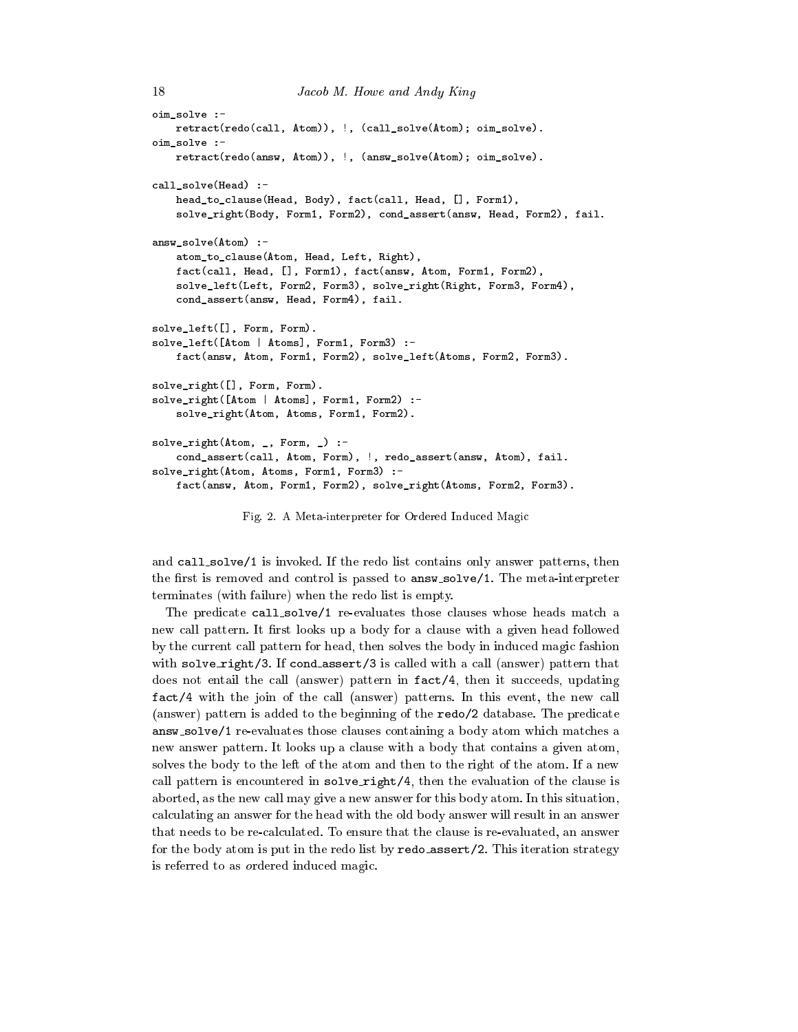```
oim_solve :-
    retract(redo(call, Atom)), !, (call_solve(Atom); oim_solve).
oim_solve :-
    retract(redo(answ, Atom)), !, (answ_solve(Atom); oim_solve).

call_solve(Head) :-
    head_to_clause(Head, Body), fact(call, Head, [], Form1),
    solve_right(Body, Form1, Form2), cond_assert(answ, Head, Form2), fail.

answ_solve(Atom) :-
    atom_to_clause(Atom, Head, Left, Right),
    fact(call, Head, [], Form1), fact(answ, Atom, Form1, Form2),
    solve_left(Left, Form2, Form3), solve_right(Right, Form3, Form4),
    cond_assert(answ, Head, Form4), fail.

solve_left([], Form, Form).
solve_left([Atom | Atoms], Form1, Form3) :-
    fact(answ, Atom, Form1, Form2), solve_left(Atoms, Form2, Form3).

solve_right([], Form, Form).
solve_right([Atom | Atoms], Form1, Form2) :-
    solve_right(Atom, Atoms, Form1, Form2).

solve_right(Atom, _, Form, _) :-
    cond_assert(call, Atom, Form), !, redo_assert(answ, Atom), fail.
solve_right(Atom, Atoms, Form1, Form3) :-
    fact(answ, Atom, Form1, Form2), solve_right(Atoms, Form2, Form3).
```

Fig. 2. A Meta-interpreter for Ordered Induced Magic

and call_solve/1 is invoked. If the redo list contains only answer patterns, then the first is removed and control is passed to answ_solve/1. The meta-interpreter terminates (with failure) when the redo list is empty.

The predicate call_solve/1 re-evaluates those clauses whose heads match a new call pattern. It first looks up a body for a clause with a given head followed by the current call pattern for head, then solves the body in induced magic fashion with solve_right/3. If cond_assert/3 is called with a call (answer) pattern that does not entail the call (answer) pattern in fact/4, then it succeeds, updating fact/4 with the join of the call (answer) patterns. In this event, the new call (answer) pattern is added to the beginning of the redo/2 database. The predicate answ_solve/1 re-evaluates those clauses containing a body atom which matches a new answer pattern. It looks up a clause with a body that contains a given atom, solves the body to the left of the atom and then to the right of the atom. If a new call pattern is encountered in solve_right/4, then the evaluation of the clause is aborted, as the new call may give a new answer for this body atom. In this situation, calculating an answer for the head with the old body answer will result in an answer that needs to be re-calculated. To ensure that the clause is re-evaluated, an answer for the body atom is put in the redo list by redo_assert/2. This iteration strategy is referred to as *o*rdered induced magic.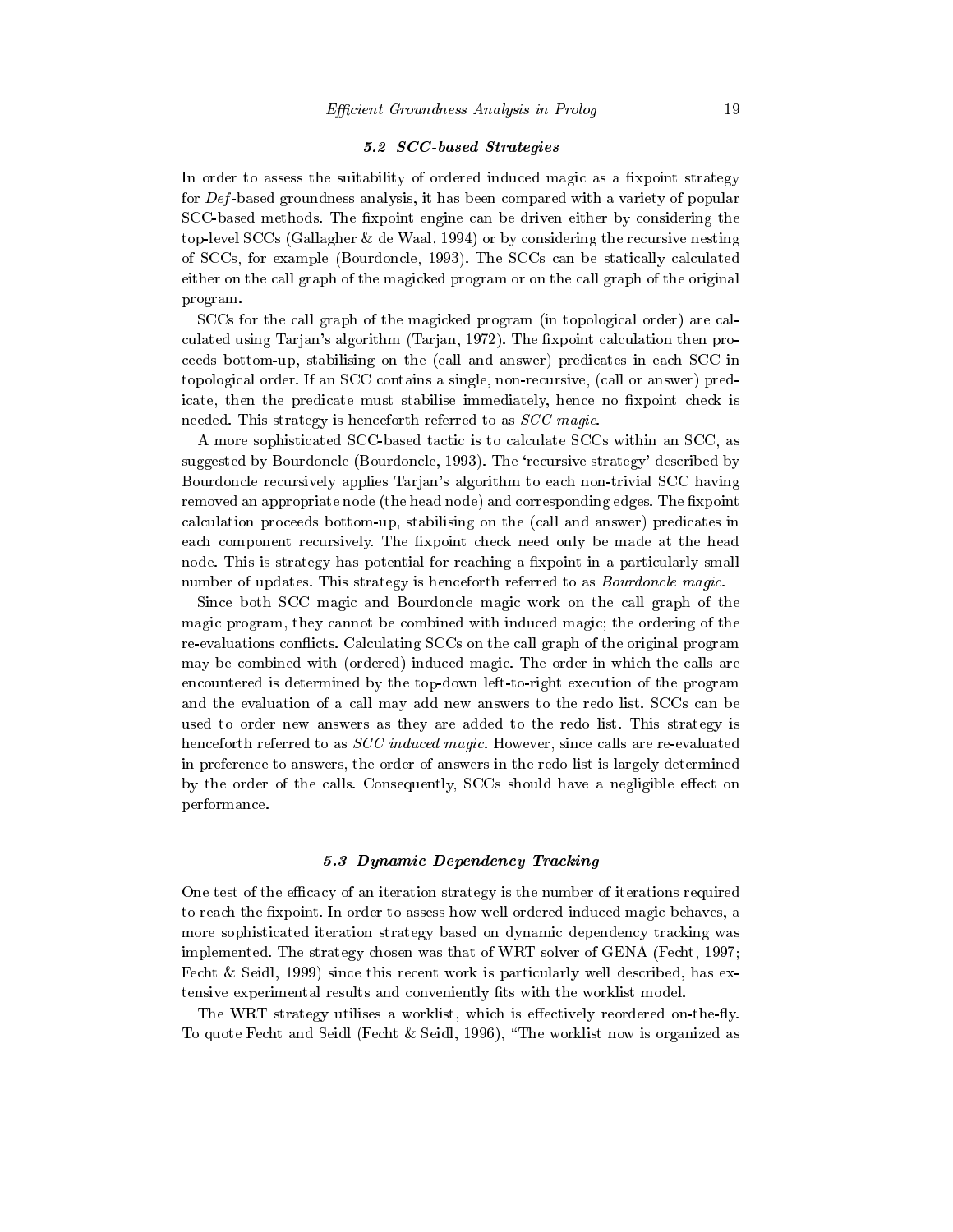### 5.2 SCC-based Strategies

In order to assess the suitability of ordered induced magic as a fixpoint strategy for *Def*-based groundness analysis, it has been compared with a variety of popular SCC-based methods. The fixpoint engine can be driven either by considering the top-level SCCs (Gallagher & de Waal, 1994) or by considering the recursive nesting of SCCs, for example (Bourdoncle, 1993). The SCCs can be statically calculated either on the call graph of the magicked program or on the call graph of the original program.

SCCs for the call graph of the magicked program (in topological order) are calculated using Tarjan's algorithm (Tarjan, 1972). The fixpoint calculation then proceeds bottom-up, stabilising on the (call and answer) predicates in each SCC in topological order. If an SCC contains a single, non-recursive, (call or answer) predicate, then the predicate must stabilise immediately, hence no fixpoint check is needed. This strategy is henceforth referred to as *SCC magic*.

A more sophisticated SCC-based tactic is to calculate SCCs within an SCC, as suggested by Bourdoncle (Bourdoncle, 1993). The 'recursive strategy' described by Bourdoncle recursively applies Tarjan's algorithm to each non-trivial SCC having removed an appropriate node (the head node) and corresponding edges. The fixpoint calculation proceeds bottom-up, stabilising on the (call and answer) predicates in each component recursively. The fixpoint check need only be made at the head node. This is strategy has potential for reaching a fixpoint in a particularly small number of updates. This strategy is henceforth referred to as *Bourdoncle magic*.

Since both SCC magic and Bourdoncle magic work on the call graph of the magic program, they cannot be combined with induced magic; the ordering of the re-evaluations conflicts. Calculating SCCs on the call graph of the original program may be combined with (ordered) induced magic. The order in which the calls are encountered is determined by the top-down left-to-right execution of the program and the evaluation of a call may add new answers to the redo list. SCCs can be used to order new answers as they are added to the redo list. This strategy is henceforth referred to as *SCC induced magic*. However, since calls are re-evaluated in preference to answers, the order of answers in the redo list is largely determined by the order of the calls. Consequently, SCCs should have a negligible effect on performance.

### 5.3 Dynamic Dependency Tracking

One test of the efficacy of an iteration strategy is the number of iterations required to reach the fixpoint. In order to assess how well ordered induced magic behaves, a more sophisticated iteration strategy based on dynamic dependency tracking was implemented. The strategy chosen was that of WRT solver of GENA (Fecht, 1997; Fecht & Seidl, 1999) since this recent work is particularly well described, has extensive experimental results and conveniently fits with the worklist model.

The WRT strategy utilises a worklist, which is effectively reordered on-the-fly. To quote Fecht and Seidl (Fecht & Seidl, 1996), "The worklist now is organized as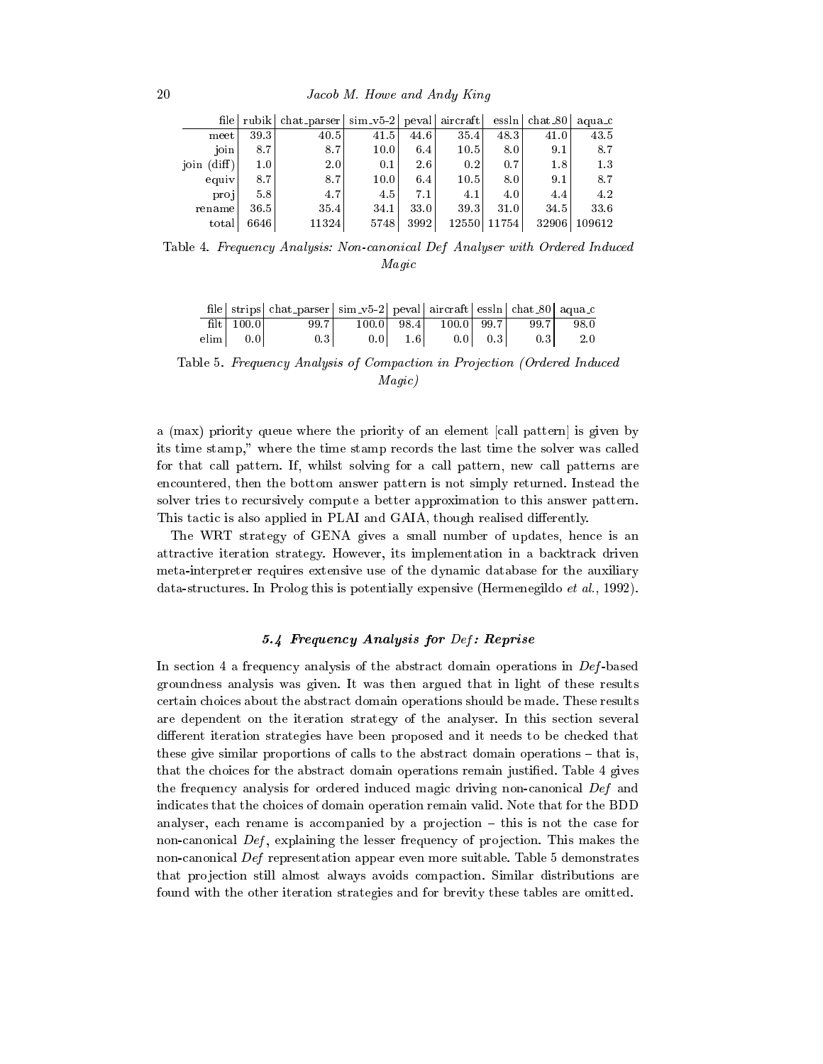| file | rubik | chat_parser | sim_v5-2 | peval | aircraft | essln | chat_80 | aqua_c |
|---|---|---|---|---|---|---|---|---|
| meet | 39.3 | 40.5 | 41.5 | 44.6 | 35.4 | 48.3 | 41.0 | 43.5 |
| join | 8.7 | 8.7 | 10.0 | 6.4 | 10.5 | 8.0 | 9.1 | 8.7 |
| join (diff) | 1.0 | 2.0 | 0.1 | 2.6 | 0.2 | 0.7 | 1.8 | 1.3 |
| equiv | 8.7 | 8.7 | 10.0 | 6.4 | 10.5 | 8.0 | 9.1 | 8.7 |
| proj | 5.8 | 4.7 | 4.5 | 7.1 | 4.1 | 4.0 | 4.4 | 4.2 |
| rename | 36.5 | 35.4 | 34.1 | 33.0 | 39.3 | 31.0 | 34.5 | 33.6 |
| total | 6646 | 11324 | 5748 | 3992 | 12550 | 11754 | 32906 | 109612 |

Table 4. *Frequency Analysis: Non-canonical Def Analyser with Ordered Induced Magic*

| file | strips | chat_parser | sim_v5-2 | peval | aircraft | essln | chat_80 | aqua_c |
|---|---|---|---|---|---|---|---|---|
| filt | 100.0 | 99.7 | 100.0 | 98.4 | 100.0 | 99.7 | 99.7 | 98.0 |
| elim | 0.0 | 0.3 | 0.0 | 1.6 | 0.0 | 0.3 | 0.3 | 2.0 |

Table 5. *Frequency Analysis of Compaction in Projection (Ordered Induced Magic)*

a (max) priority queue where the priority of an element [call pattern] is given by its time stamp," where the time stamp records the last time the solver was called for that call pattern. If, whilst solving for a call pattern, new call patterns are encountered, then the bottom answer pattern is not simply returned. Instead the solver tries to recursively compute a better approximation to this answer pattern. This tactic is also applied in PLAI and GAIA, though realised differently.

The WRT strategy of GENA gives a small number of updates, hence is an attractive iteration strategy. However, its implementation in a backtrack driven meta-interpreter requires extensive use of the dynamic database for the auxiliary data-structures. In Prolog this is potentially expensive (Hermenegildo *et al.*, 1992).

### 5.4 Frequency Analysis for *Def*: Reprise

In section 4 a frequency analysis of the abstract domain operations in *Def*-based groundness analysis was given. It was then argued that in light of these results certain choices about the abstract domain operations should be made. These results are dependent on the iteration strategy of the analyser. In this section several different iteration strategies have been proposed and it needs to be checked that these give similar proportions of calls to the abstract domain operations – that is, that the choices for the abstract domain operations remain justified. Table 4 gives the frequency analysis for ordered induced magic driving non-canonical *Def* and indicates that the choices of domain operation remain valid. Note that for the BDD analyser, each rename is accompanied by a projection – this is not the case for non-canonical *Def*, explaining the lesser frequency of projection. This makes the non-canonical *Def* representation appear even more suitable. Table 5 demonstrates that projection still almost always avoids compaction. Similar distributions are found with the other iteration strategies and for brevity these tables are omitted.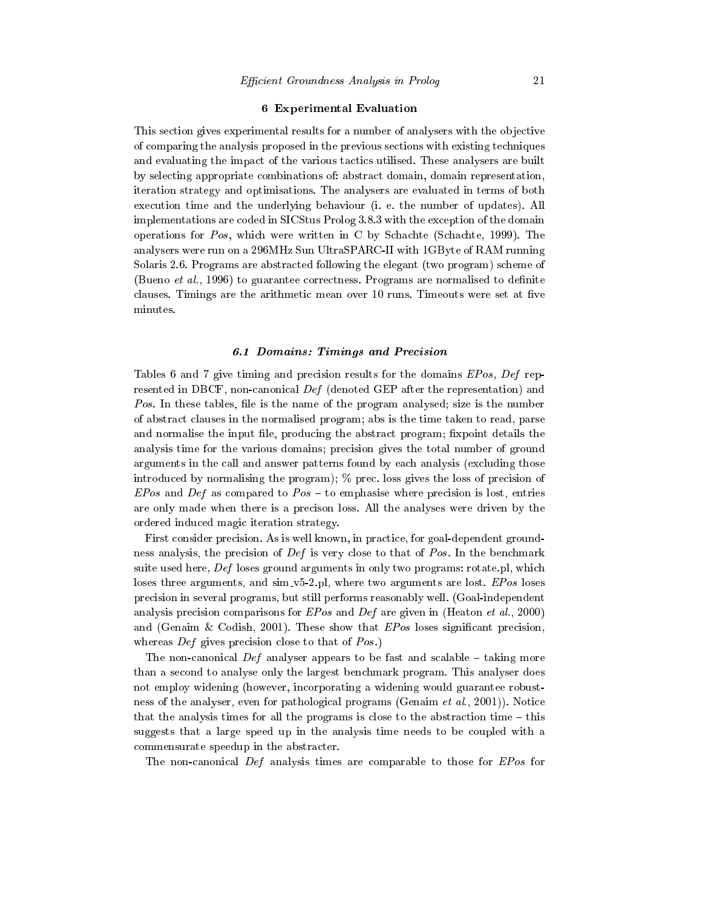## 6 Experimental Evaluation

This section gives experimental results for a number of analysers with the objective of comparing the analysis proposed in the previous sections with existing techniques and evaluating the impact of the various tactics utilised. These analysers are built by selecting appropriate combinations of: abstract domain, domain representation, iteration strategy and optimisations. The analysers are evaluated in terms of both execution time and the underlying behaviour (i. e. the number of updates). All implementations are coded in SICStus Prolog 3.8.3 with the exception of the domain operations for *Pos*, which were written in C by Schachte (Schachte, 1999). The analysers were run on a 296MHz Sun UltraSPARC-II with 1GByte of RAM running Solaris 2.6. Programs are abstracted following the elegant (two program) scheme of (Bueno *et al.*, 1996) to guarantee correctness. Programs are normalised to definite clauses. Timings are the arithmetic mean over 10 runs. Timeouts were set at five minutes.

### 6.1 Domains: Timings and Precision

Tables 6 and 7 give timing and precision results for the domains *EPos*, *Def* represented in DBCF, non-canonical *Def* (denoted GEP after the representation) and *Pos*. In these tables, file is the name of the program analysed; size is the number of abstract clauses in the normalised program; abs is the time taken to read, parse and normalise the input file, producing the abstract program; fixpoint details the analysis time for the various domains; precision gives the total number of ground arguments in the call and answer patterns found by each analysis (excluding those introduced by normalising the program); % prec. loss gives the loss of precision of *EPos* and *Def* as compared to *Pos* – to emphasise where precision is lost, entries are only made when there is a precison loss. All the analyses were driven by the ordered induced magic iteration strategy.

First consider precision. As is well known, in practice, for goal-dependent groundness analysis, the precision of *Def* is very close to that of *Pos*. In the benchmark suite used here, *Def* loses ground arguments in only two programs: rotate.pl, which loses three arguments, and sim_v5-2.pl, where two arguments are lost. *EPos* loses precision in several programs, but still performs reasonably well. (Goal-independent analysis precision comparisons for *EPos* and *Def* are given in (Heaton *et al.*, 2000) and (Genaim & Codish, 2001). These show that *EPos* loses significant precision, whereas *Def* gives precision close to that of *Pos*.)

The non-canonical *Def* analyser appears to be fast and scalable – taking more than a second to analyse only the largest benchmark program. This analyser does not employ widening (however, incorporating a widening would guarantee robustness of the analyser, even for pathological programs (Genaim *et al.*, 2001)). Notice that the analysis times for all the programs is close to the abstraction time – this suggests that a large speed up in the analysis time needs to be coupled with a commensurate speedup in the abstracter.

The non-canonical *Def* analysis times are comparable to those for *EPos* for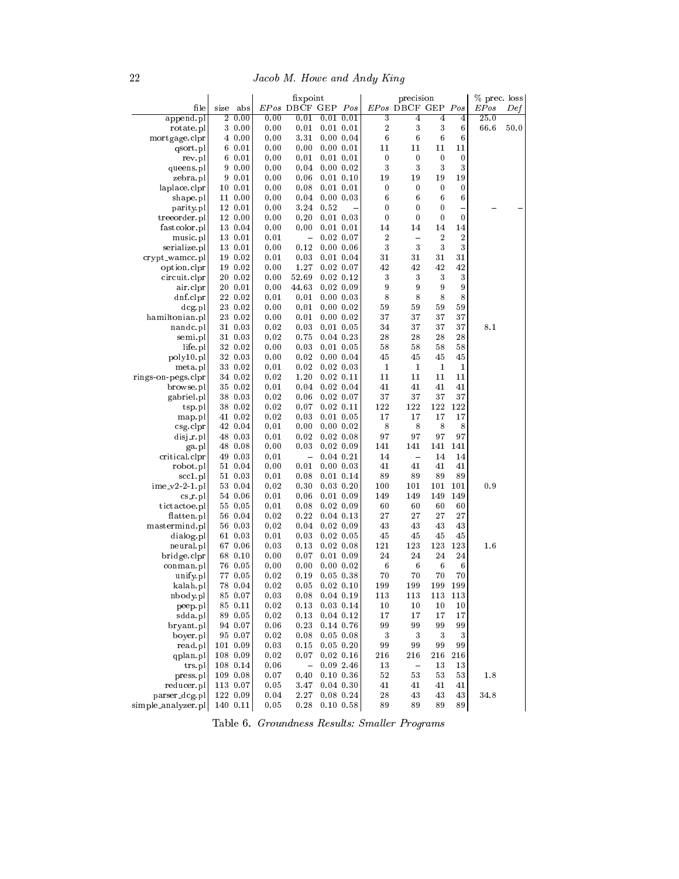| file | size | abs | *EPos* | DBCF | GEP | *Pos* | *EPos* | DBCF | GEP | *Pos* | *EPos* | *Def* |
|---|---|---|---|---|---|---|---|---|---|---|---|---|
| | | | fixpoint | | | | precision | | | | % prec. loss | |
| append.pl | 2 | 0.00 | 0.00 | 0.01 | 0.01 | 0.01 | 3 | 4 | 4 | 4 | 25.0 | |
| rotate.pl | 3 | 0.00 | 0.00 | 0.01 | 0.01 | 0.01 | 2 | 3 | 3 | 6 | 66.6 | 50.0 |
| mortgage.clpr | 4 | 0.00 | 0.00 | 3.31 | 0.00 | 0.04 | 6 | 6 | 6 | 6 | | |
| qsort.pl | 6 | 0.01 | 0.00 | 0.00 | 0.00 | 0.01 | 11 | 11 | 11 | 11 | | |
| rev.pl | 6 | 0.01 | 0.00 | 0.01 | 0.01 | 0.01 | 0 | 0 | 0 | 0 | | |
| queens.pl | 9 | 0.00 | 0.00 | 0.04 | 0.00 | 0.02 | 3 | 3 | 3 | 3 | | |
| zebra.pl | 9 | 0.01 | 0.00 | 0.06 | 0.01 | 0.10 | 19 | 19 | 19 | 19 | | |
| laplace.clpr | 10 | 0.01 | 0.00 | 0.08 | 0.01 | 0.01 | 0 | 0 | 0 | 0 | | |
| shape.pl | 11 | 0.00 | 0.00 | 0.04 | 0.00 | 0.03 | 6 | 6 | 6 | 6 | | |
| parity.pl | 12 | 0.01 | 0.00 | 3.24 | 0.52 | – | 0 | 0 | 0 | – | – | – |
| treeorder.pl | 12 | 0.00 | 0.00 | 0.20 | 0.01 | 0.03 | 0 | 0 | 0 | 0 | | |
| fastcolor.pl | 13 | 0.04 | 0.00 | 0.00 | 0.01 | 0.01 | 14 | 14 | 14 | 14 | | |
| music.pl | 13 | 0.01 | 0.01 | – | 0.02 | 0.07 | 2 | – | 2 | 2 | | |
| serialize.pl | 13 | 0.01 | 0.00 | 0.12 | 0.00 | 0.06 | 3 | 3 | 3 | 3 | | |
| crypt_wamcc.pl | 19 | 0.02 | 0.01 | 0.03 | 0.01 | 0.04 | 31 | 31 | 31 | 31 | | |
| option.clpr | 19 | 0.02 | 0.00 | 1.27 | 0.02 | 0.07 | 42 | 42 | 42 | 42 | | |
| circuit.clpr | 20 | 0.02 | 0.00 | 52.69 | 0.02 | 0.12 | 3 | 3 | 3 | 3 | | |
| air.clpr | 20 | 0.01 | 0.00 | 44.63 | 0.02 | 0.09 | 9 | 9 | 9 | 9 | | |
| dnf.clpr | 22 | 0.02 | 0.01 | 0.01 | 0.00 | 0.03 | 8 | 8 | 8 | 8 | | |
| dcg.pl | 23 | 0.02 | 0.00 | 0.01 | 0.00 | 0.02 | 59 | 59 | 59 | 59 | | |
| hamiltonian.pl | 23 | 0.02 | 0.00 | 0.01 | 0.00 | 0.02 | 37 | 37 | 37 | 37 | | |
| nandc.pl | 31 | 0.03 | 0.02 | 0.03 | 0.01 | 0.05 | 34 | 37 | 37 | 37 | 8.1 | |
| semi.pl | 31 | 0.03 | 0.02 | 0.75 | 0.04 | 0.23 | 28 | 28 | 28 | 28 | | |
| life.pl | 32 | 0.02 | 0.00 | 0.03 | 0.01 | 0.05 | 58 | 58 | 58 | 58 | | |
| poly10.pl | 32 | 0.03 | 0.00 | 0.02 | 0.00 | 0.04 | 45 | 45 | 45 | 45 | | |
| meta.pl | 33 | 0.02 | 0.01 | 0.02 | 0.02 | 0.03 | 1 | 1 | 1 | 1 | | |
| rings-on-pegs.clpr | 34 | 0.02 | 0.02 | 1.20 | 0.02 | 0.11 | 11 | 11 | 11 | 11 | | |
| browse.pl | 35 | 0.02 | 0.01 | 0.04 | 0.02 | 0.04 | 41 | 41 | 41 | 41 | | |
| gabriel.pl | 38 | 0.03 | 0.02 | 0.06 | 0.02 | 0.07 | 37 | 37 | 37 | 37 | | |
| tsp.pl | 38 | 0.02 | 0.02 | 0.07 | 0.02 | 0.11 | 122 | 122 | 122 | 122 | | |
| map.pl | 41 | 0.02 | 0.02 | 0.03 | 0.01 | 0.05 | 17 | 17 | 17 | 17 | | |
| csg.clpr | 42 | 0.04 | 0.01 | 0.00 | 0.00 | 0.02 | 8 | 8 | 8 | 8 | | |
| disj_r.pl | 48 | 0.03 | 0.01 | 0.02 | 0.02 | 0.08 | 97 | 97 | 97 | 97 | | |
| ga.pl | 48 | 0.08 | 0.00 | 0.03 | 0.02 | 0.09 | 141 | 141 | 141 | 141 | | |
| critical.clpr | 49 | 0.03 | 0.01 | – | 0.04 | 0.21 | 14 | – | 14 | 14 | | |
| robot.pl | 51 | 0.04 | 0.00 | 0.01 | 0.00 | 0.03 | 41 | 41 | 41 | 41 | | |
| scc1.pl | 51 | 0.03 | 0.01 | 0.08 | 0.01 | 0.14 | 89 | 89 | 89 | 89 | | |
| ime_v2-2-1.pl | 53 | 0.04 | 0.02 | 0.30 | 0.03 | 0.20 | 100 | 101 | 101 | 101 | 0.9 | |
| cs_r.pl | 54 | 0.06 | 0.01 | 0.06 | 0.01 | 0.09 | 149 | 149 | 149 | 149 | | |
| tictactoe.pl | 55 | 0.05 | 0.01 | 0.08 | 0.02 | 0.09 | 60 | 60 | 60 | 60 | | |
| flatten.pl | 56 | 0.04 | 0.02 | 0.22 | 0.04 | 0.13 | 27 | 27 | 27 | 27 | | |
| mastermind.pl | 56 | 0.03 | 0.02 | 0.04 | 0.02 | 0.09 | 43 | 43 | 43 | 43 | | |
| dialog.pl | 61 | 0.03 | 0.01 | 0.03 | 0.02 | 0.05 | 45 | 45 | 45 | 45 | | |
| neural.pl | 67 | 0.06 | 0.03 | 0.13 | 0.02 | 0.08 | 121 | 123 | 123 | 123 | 1.6 | |
| bridge.clpr | 68 | 0.10 | 0.00 | 0.07 | 0.01 | 0.09 | 24 | 24 | 24 | 24 | | |
| conman.pl | 76 | 0.05 | 0.00 | 0.00 | 0.00 | 0.02 | 6 | 6 | 6 | 6 | | |
| unify.pl | 77 | 0.05 | 0.02 | 0.19 | 0.05 | 0.38 | 70 | 70 | 70 | 70 | | |
| kalah.pl | 78 | 0.04 | 0.02 | 0.05 | 0.02 | 0.10 | 199 | 199 | 199 | 199 | | |
| nbody.pl | 85 | 0.07 | 0.03 | 0.08 | 0.04 | 0.19 | 113 | 113 | 113 | 113 | | |
| peep.pl | 85 | 0.11 | 0.02 | 0.13 | 0.03 | 0.14 | 10 | 10 | 10 | 10 | | |
| sdda.pl | 89 | 0.05 | 0.02 | 0.13 | 0.04 | 0.12 | 17 | 17 | 17 | 17 | | |
| bryant.pl | 94 | 0.07 | 0.06 | 0.23 | 0.14 | 0.76 | 99 | 99 | 99 | 99 | | |
| boyer.pl | 95 | 0.07 | 0.02 | 0.08 | 0.05 | 0.08 | 3 | 3 | 3 | 3 | | |
| read.pl | 101 | 0.09 | 0.03 | 0.15 | 0.05 | 0.20 | 99 | 99 | 99 | 99 | | |
| qplan.pl | 108 | 0.09 | 0.02 | 0.07 | 0.02 | 0.16 | 216 | 216 | 216 | 216 | | |
| trs.pl | 108 | 0.14 | 0.06 | – | 0.09 | 2.46 | 13 | – | 13 | 13 | | |
| press.pl | 109 | 0.08 | 0.07 | 0.40 | 0.10 | 0.36 | 52 | 53 | 53 | 53 | 1.8 | |
| reducer.pl | 113 | 0.07 | 0.05 | 3.47 | 0.04 | 0.30 | 41 | 41 | 41 | 41 | | |
| parser_dcg.pl | 122 | 0.09 | 0.04 | 2.27 | 0.08 | 0.24 | 28 | 43 | 43 | 43 | 34.8 | |
| simple_analyzer.pl | 140 | 0.11 | 0.05 | 0.28 | 0.10 | 0.58 | 89 | 89 | 89 | 89 | | |

Table 6. *Groundness Results: Smaller Programs*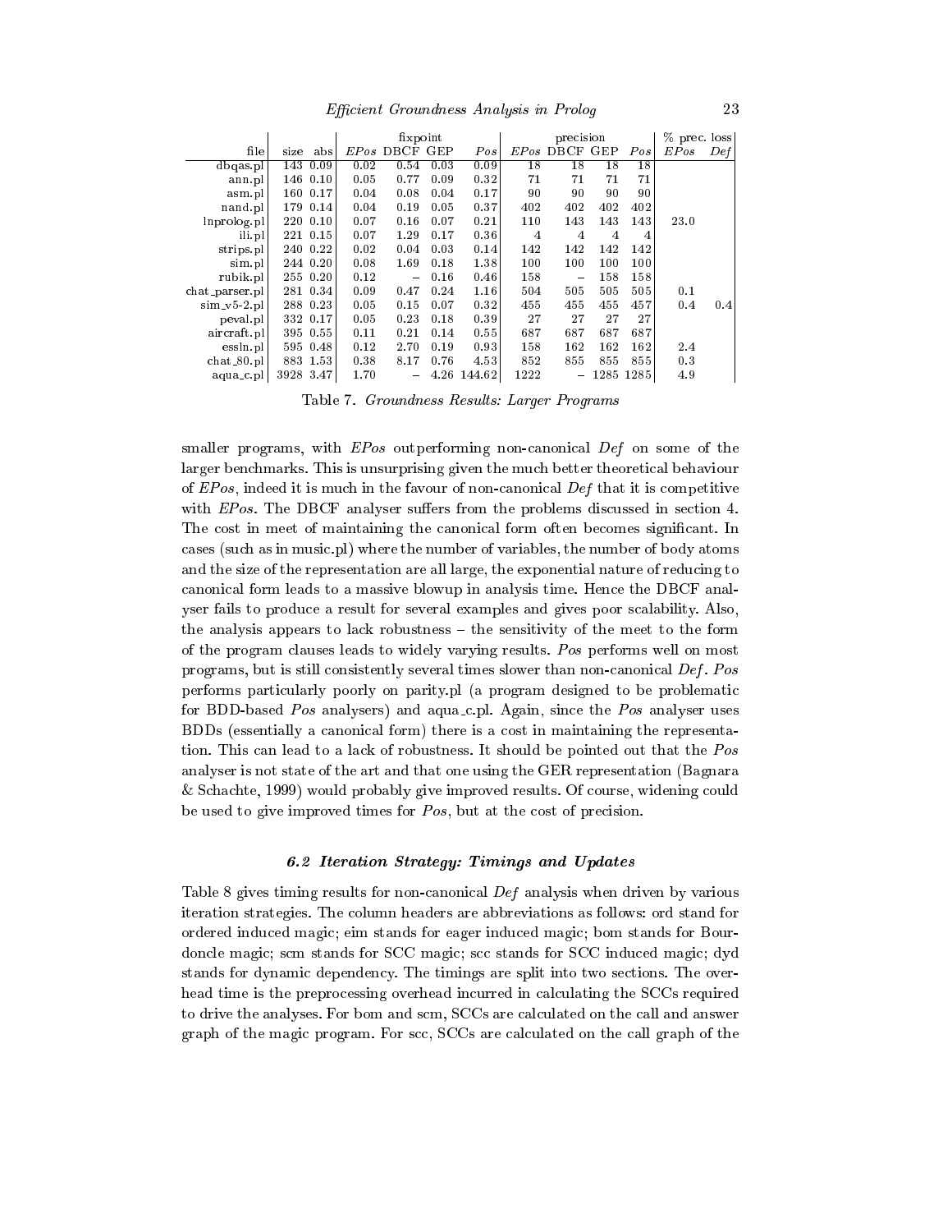| file | size | abs | fixpoint | | | | precision | | | | % prec. loss | |
|---|---|---|---|---|---|---|---|---|---|---|---|---|
| | | | *EPos* | DBCF | GEP | *Pos* | *EPos* | DBCF | GEP | *Pos* | *EPos* | *Def* |
| dbqas.pl | 143 | 0.09 | 0.02 | 0.54 | 0.03 | 0.09 | 18 | 18 | 18 | 18 | | |
| ann.pl | 146 | 0.10 | 0.05 | 0.77 | 0.09 | 0.32 | 71 | 71 | 71 | 71 | | |
| asm.pl | 160 | 0.17 | 0.04 | 0.08 | 0.04 | 0.17 | 90 | 90 | 90 | 90 | | |
| nand.pl | 179 | 0.14 | 0.04 | 0.19 | 0.05 | 0.37 | 402 | 402 | 402 | 402 | | |
| lnprolog.pl | 220 | 0.10 | 0.07 | 0.16 | 0.07 | 0.21 | 110 | 143 | 143 | 143 | 23.0 | |
| ili.pl | 221 | 0.15 | 0.07 | 1.29 | 0.17 | 0.36 | 4 | 4 | 4 | 4 | | |
| strips.pl | 240 | 0.22 | 0.02 | 0.04 | 0.03 | 0.14 | 142 | 142 | 142 | 142 | | |
| sim.pl | 244 | 0.20 | 0.08 | 1.69 | 0.18 | 1.38 | 100 | 100 | 100 | 100 | | |
| rubik.pl | 255 | 0.20 | 0.12 | – | 0.16 | 0.46 | 158 | – | 158 | 158 | | |
| chat_parser.pl | 281 | 0.34 | 0.09 | 0.47 | 0.24 | 1.16 | 504 | 505 | 505 | 505 | 0.1 | |
| sim_v5-2.pl | 288 | 0.23 | 0.05 | 0.15 | 0.07 | 0.32 | 455 | 455 | 455 | 457 | 0.4 | 0.4 |
| peval.pl | 332 | 0.17 | 0.05 | 0.23 | 0.18 | 0.39 | 27 | 27 | 27 | 27 | | |
| aircraft.pl | 395 | 0.55 | 0.11 | 0.21 | 0.14 | 0.55 | 687 | 687 | 687 | 687 | | |
| essln.pl | 595 | 0.48 | 0.12 | 2.70 | 0.19 | 0.93 | 158 | 162 | 162 | 162 | 2.4 | |
| chat_80.pl | 883 | 1.53 | 0.38 | 8.17 | 0.76 | 4.53 | 852 | 855 | 855 | 855 | 0.3 | |
| aqua_c.pl | 3928 | 3.47 | 1.70 | – | 4.26 | 144.62 | 1222 | – | 1285 | 1285 | 4.9 | |

Table 7. *Groundness Results: Larger Programs*

smaller programs, with *EPos* outperforming non-canonical *Def* on some of the larger benchmarks. This is unsurprising given the much better theoretical behaviour of *EPos*, indeed it is much in the favour of non-canonical *Def* that it is competitive with *EPos*. The DBCF analyser suffers from the problems discussed in section 4. The cost in meet of maintaining the canonical form often becomes significant. In cases (such as in music.pl) where the number of variables, the number of body atoms and the size of the representation are all large, the exponential nature of reducing to canonical form leads to a massive blowup in analysis time. Hence the DBCF analyser fails to produce a result for several examples and gives poor scalability. Also, the analysis appears to lack robustness – the sensitivity of the meet to the form of the program clauses leads to widely varying results. *Pos* performs well on most programs, but is still consistently several times slower than non-canonical *Def*. *Pos* performs particularly poorly on parity.pl (a program designed to be problematic for BDD-based *Pos* analysers) and aqua_c.pl. Again, since the *Pos* analyser uses BDDs (essentially a canonical form) there is a cost in maintaining the representation. This can lead to a lack of robustness. It should be pointed out that the *Pos* analyser is not state of the art and that one using the GER representation (Bagnara & Schachte, 1999) would probably give improved results. Of course, widening could be used to give improved times for *Pos*, but at the cost of precision.

### 6.2 Iteration Strategy: Timings and Updates

Table 8 gives timing results for non-canonical *Def* analysis when driven by various iteration strategies. The column headers are abbreviations as follows: ord stand for ordered induced magic; eim stands for eager induced magic; bom stands for Bourdoncle magic; scm stands for SCC magic; scc stands for SCC induced magic; dyd stands for dynamic dependency. The timings are split into two sections. The overhead time is the preprocessing overhead incurred in calculating the SCCs required to drive the analyses. For bom and scm, SCCs are calculated on the call and answer graph of the magic program. For scc, SCCs are calculated on the call graph of the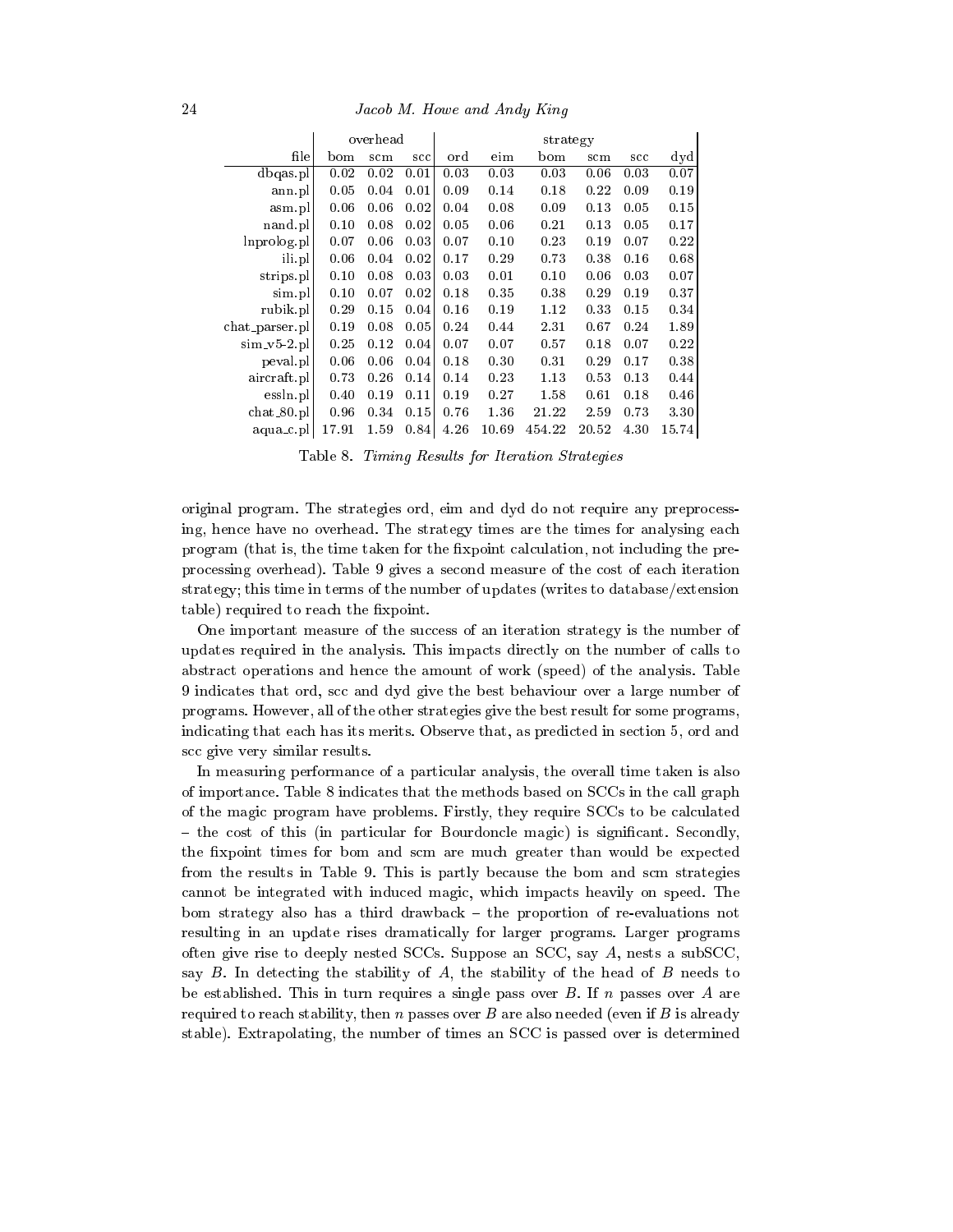| | overhead | | | strategy | | | | | |
|---|---|---|---|---|---|---|---|---|---|
| file | bom | scm | scc | ord | eim | bom | scm | scc | dyd |
| dbqas.pl | 0.02 | 0.02 | 0.01 | 0.03 | 0.03 | 0.03 | 0.06 | 0.03 | 0.07 |
| ann.pl | 0.05 | 0.04 | 0.01 | 0.09 | 0.14 | 0.18 | 0.22 | 0.09 | 0.19 |
| asm.pl | 0.06 | 0.06 | 0.02 | 0.04 | 0.08 | 0.09 | 0.13 | 0.05 | 0.15 |
| nand.pl | 0.10 | 0.08 | 0.02 | 0.05 | 0.06 | 0.21 | 0.13 | 0.05 | 0.17 |
| lnprolog.pl | 0.07 | 0.06 | 0.03 | 0.07 | 0.10 | 0.23 | 0.19 | 0.07 | 0.22 |
| ili.pl | 0.06 | 0.04 | 0.02 | 0.17 | 0.29 | 0.73 | 0.38 | 0.16 | 0.68 |
| strips.pl | 0.10 | 0.08 | 0.03 | 0.03 | 0.01 | 0.10 | 0.06 | 0.03 | 0.07 |
| sim.pl | 0.10 | 0.07 | 0.02 | 0.18 | 0.35 | 0.38 | 0.29 | 0.19 | 0.37 |
| rubik.pl | 0.29 | 0.15 | 0.04 | 0.16 | 0.19 | 1.12 | 0.33 | 0.15 | 0.34 |
| chat_parser.pl | 0.19 | 0.08 | 0.05 | 0.24 | 0.44 | 2.31 | 0.67 | 0.24 | 1.89 |
| sim_v5-2.pl | 0.25 | 0.12 | 0.04 | 0.07 | 0.07 | 0.57 | 0.18 | 0.07 | 0.22 |
| peval.pl | 0.06 | 0.06 | 0.04 | 0.18 | 0.30 | 0.31 | 0.29 | 0.17 | 0.38 |
| aircraft.pl | 0.73 | 0.26 | 0.14 | 0.14 | 0.23 | 1.13 | 0.53 | 0.13 | 0.44 |
| essln.pl | 0.40 | 0.19 | 0.11 | 0.19 | 0.27 | 1.58 | 0.61 | 0.18 | 0.46 |
| chat_80.pl | 0.96 | 0.34 | 0.15 | 0.76 | 1.36 | 21.22 | 2.59 | 0.73 | 3.30 |
| aqua_c.pl | 17.91 | 1.59 | 0.84 | 4.26 | 10.69 | 454.22 | 20.52 | 4.30 | 15.74 |

Table 8. *Timing Results for Iteration Strategies*

original program. The strategies ord, eim and dyd do not require any preprocessing, hence have no overhead. The strategy times are the times for analysing each program (that is, the time taken for the fixpoint calculation, not including the preprocessing overhead). Table 9 gives a second measure of the cost of each iteration strategy; this time in terms of the number of updates (writes to database/extension table) required to reach the fixpoint.

One important measure of the success of an iteration strategy is the number of updates required in the analysis. This impacts directly on the number of calls to abstract operations and hence the amount of work (speed) of the analysis. Table 9 indicates that ord, scc and dyd give the best behaviour over a large number of programs. However, all of the other strategies give the best result for some programs, indicating that each has its merits. Observe that, as predicted in section 5, ord and scc give very similar results.

In measuring performance of a particular analysis, the overall time taken is also of importance. Table 8 indicates that the methods based on SCCs in the call graph of the magic program have problems. Firstly, they require SCCs to be calculated – the cost of this (in particular for Bourdoncle magic) is significant. Secondly, the fixpoint times for bom and scm are much greater than would be expected from the results in Table 9. This is partly because the bom and scm strategies cannot be integrated with induced magic, which impacts heavily on speed. The bom strategy also has a third drawback – the proportion of re-evaluations not resulting in an update rises dramatically for larger programs. Larger programs often give rise to deeply nested SCCs. Suppose an SCC, say $A$, nests a subSCC, say $B$. In detecting the stability of $A$, the stability of the head of $B$ needs to be established. This in turn requires a single pass over $B$. If $n$ passes over $A$ are required to reach stability, then $n$ passes over $B$ are also needed (even if $B$ is already stable). Extrapolating, the number of times an SCC is passed over is determined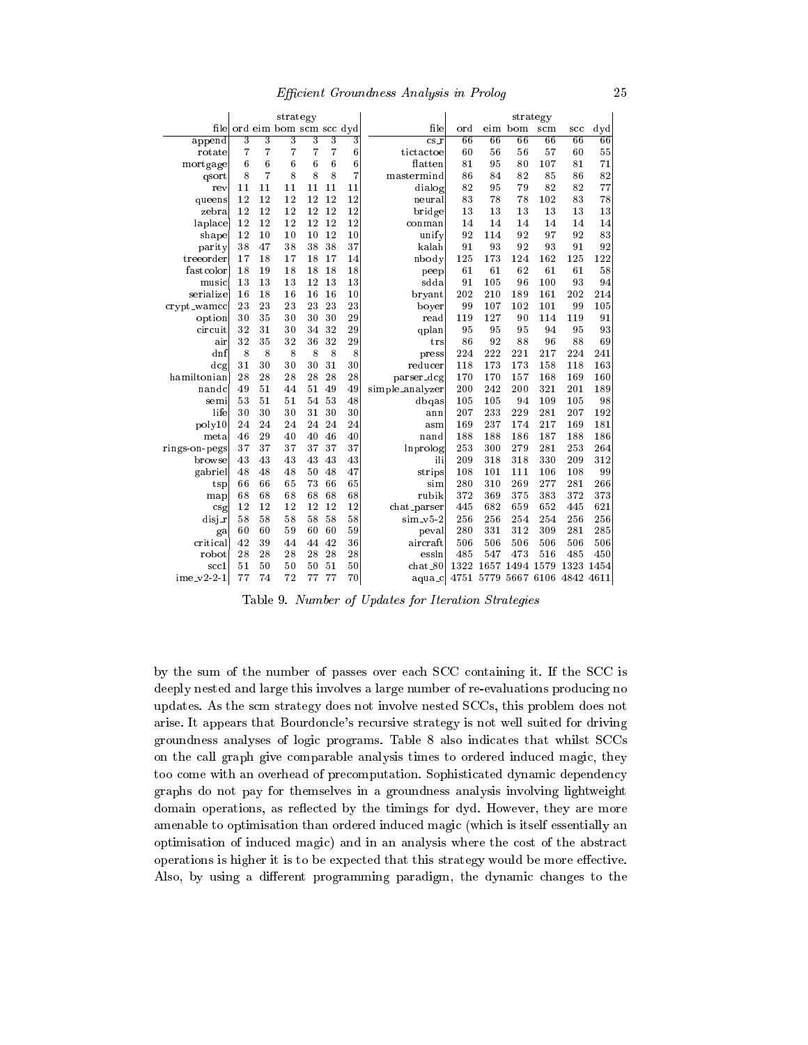| file | ord | eim | bom | scm | scc | dyd | file | ord | eim | bom | scm | scc | dyd |
|---|---|---|---|---|---|---|---|---|---|---|---|---|---|
| | | | strategy | | | | | | | strategy | | | |
| append | 3 | 3 | 3 | 3 | 3 | 3 | cs_r | 66 | 66 | 66 | 66 | 66 | 66 |
| rotate | 7 | 7 | 7 | 7 | 7 | 6 | tictactoe | 60 | 56 | 56 | 57 | 60 | 55 |
| mortgage | 6 | 6 | 6 | 6 | 6 | 6 | flatten | 81 | 95 | 80 | 107 | 81 | 71 |
| qsort | 8 | 7 | 8 | 8 | 8 | 7 | mastermind | 86 | 84 | 82 | 85 | 86 | 82 |
| rev | 11 | 11 | 11 | 11 | 11 | 11 | dialog | 82 | 95 | 79 | 82 | 82 | 77 |
| queens | 12 | 12 | 12 | 12 | 12 | 12 | neural | 83 | 78 | 78 | 102 | 83 | 78 |
| zebra | 12 | 12 | 12 | 12 | 12 | 12 | bridge | 13 | 13 | 13 | 13 | 13 | 13 |
| laplace | 12 | 12 | 12 | 12 | 12 | 12 | conman | 14 | 14 | 14 | 14 | 14 | 14 |
| shape | 12 | 10 | 10 | 10 | 12 | 10 | unify | 92 | 114 | 92 | 97 | 92 | 83 |
| parity | 38 | 47 | 38 | 38 | 38 | 37 | kalah | 91 | 93 | 92 | 93 | 91 | 92 |
| treeorder | 17 | 18 | 17 | 18 | 17 | 14 | nbody | 125 | 173 | 124 | 162 | 125 | 122 |
| fastcolor | 18 | 19 | 18 | 18 | 18 | 18 | peep | 61 | 61 | 62 | 61 | 61 | 58 |
| music | 13 | 13 | 13 | 12 | 13 | 13 | sdda | 91 | 105 | 96 | 100 | 93 | 94 |
| serialize | 16 | 18 | 16 | 16 | 16 | 10 | bryant | 202 | 210 | 189 | 161 | 202 | 214 |
| crypt_wamcc | 23 | 23 | 23 | 23 | 23 | 23 | boyer | 99 | 107 | 102 | 101 | 99 | 105 |
| option | 30 | 35 | 30 | 30 | 30 | 29 | read | 119 | 127 | 90 | 114 | 119 | 91 |
| circuit | 32 | 31 | 30 | 34 | 32 | 29 | qplan | 95 | 95 | 95 | 94 | 95 | 93 |
| air | 32 | 35 | 32 | 36 | 32 | 29 | trs | 86 | 92 | 88 | 96 | 88 | 69 |
| dnf | 8 | 8 | 8 | 8 | 8 | 8 | press | 224 | 222 | 221 | 217 | 224 | 241 |
| dcg | 31 | 30 | 30 | 30 | 31 | 30 | reducer | 118 | 173 | 173 | 158 | 118 | 163 |
| hamiltonian | 28 | 28 | 28 | 28 | 28 | 28 | parser_dcg | 170 | 170 | 157 | 168 | 169 | 160 |
| nandc | 49 | 51 | 44 | 51 | 49 | 49 | simple_analyzer | 200 | 242 | 200 | 321 | 201 | 189 |
| semi | 53 | 51 | 51 | 54 | 53 | 48 | dbqas | 105 | 105 | 94 | 109 | 105 | 98 |
| life | 30 | 30 | 30 | 31 | 30 | 30 | ann | 207 | 233 | 229 | 281 | 207 | 192 |
| poly10 | 24 | 24 | 24 | 24 | 24 | 24 | asm | 169 | 237 | 174 | 217 | 169 | 181 |
| meta | 46 | 29 | 40 | 40 | 46 | 40 | nand | 188 | 188 | 186 | 187 | 188 | 186 |
| rings-on-pegs | 37 | 37 | 37 | 37 | 37 | 37 | lnprolog | 253 | 300 | 279 | 281 | 253 | 264 |
| browse | 43 | 43 | 43 | 43 | 43 | 43 | ili | 209 | 318 | 318 | 330 | 209 | 312 |
| gabriel | 48 | 48 | 48 | 50 | 48 | 47 | strips | 108 | 101 | 111 | 106 | 108 | 99 |
| tsp | 66 | 66 | 65 | 73 | 66 | 65 | sim | 280 | 310 | 269 | 277 | 281 | 266 |
| map | 68 | 68 | 68 | 68 | 68 | 68 | rubik | 372 | 369 | 375 | 383 | 372 | 373 |
| csg | 12 | 12 | 12 | 12 | 12 | 12 | chat_parser | 445 | 682 | 659 | 652 | 445 | 621 |
| disj_r | 58 | 58 | 58 | 58 | 58 | 58 | sim_v5-2 | 256 | 256 | 254 | 254 | 256 | 256 |
| ga | 60 | 60 | 59 | 60 | 60 | 59 | peval | 280 | 331 | 312 | 309 | 281 | 285 |
| critical | 42 | 39 | 44 | 44 | 42 | 36 | aircraft | 506 | 506 | 506 | 506 | 506 | 506 |
| robot | 28 | 28 | 28 | 28 | 28 | 28 | essln | 485 | 547 | 473 | 516 | 485 | 450 |
| scc1 | 51 | 50 | 50 | 50 | 51 | 50 | chat_80 | 1322 | 1657 | 1494 | 1579 | 1323 | 1454 |
| ime_v2-2-1 | 77 | 74 | 72 | 77 | 77 | 70 | aqua_c | 4751 | 5779 | 5667 | 6106 | 4842 | 4611 |

Table 9. *Number of Updates for Iteration Strategies*

by the sum of the number of passes over each SCC containing it. If the SCC is deeply nested and large this involves a large number of re-evaluations producing no updates. As the scm strategy does not involve nested SCCs, this problem does not arise. It appears that Bourdoncle's recursive strategy is not well suited for driving groundness analyses of logic programs. Table 8 also indicates that whilst SCCs on the call graph give comparable analysis times to ordered induced magic, they too come with an overhead of precomputation. Sophisticated dynamic dependency graphs do not pay for themselves in a groundness analysis involving lightweight domain operations, as reflected by the timings for dyd. However, they are more amenable to optimisation than ordered induced magic (which is itself essentially an optimisation of induced magic) and in an analysis where the cost of the abstract operations is higher it is to be expected that this strategy would be more effective. Also, by using a different programming paradigm, the dynamic changes to the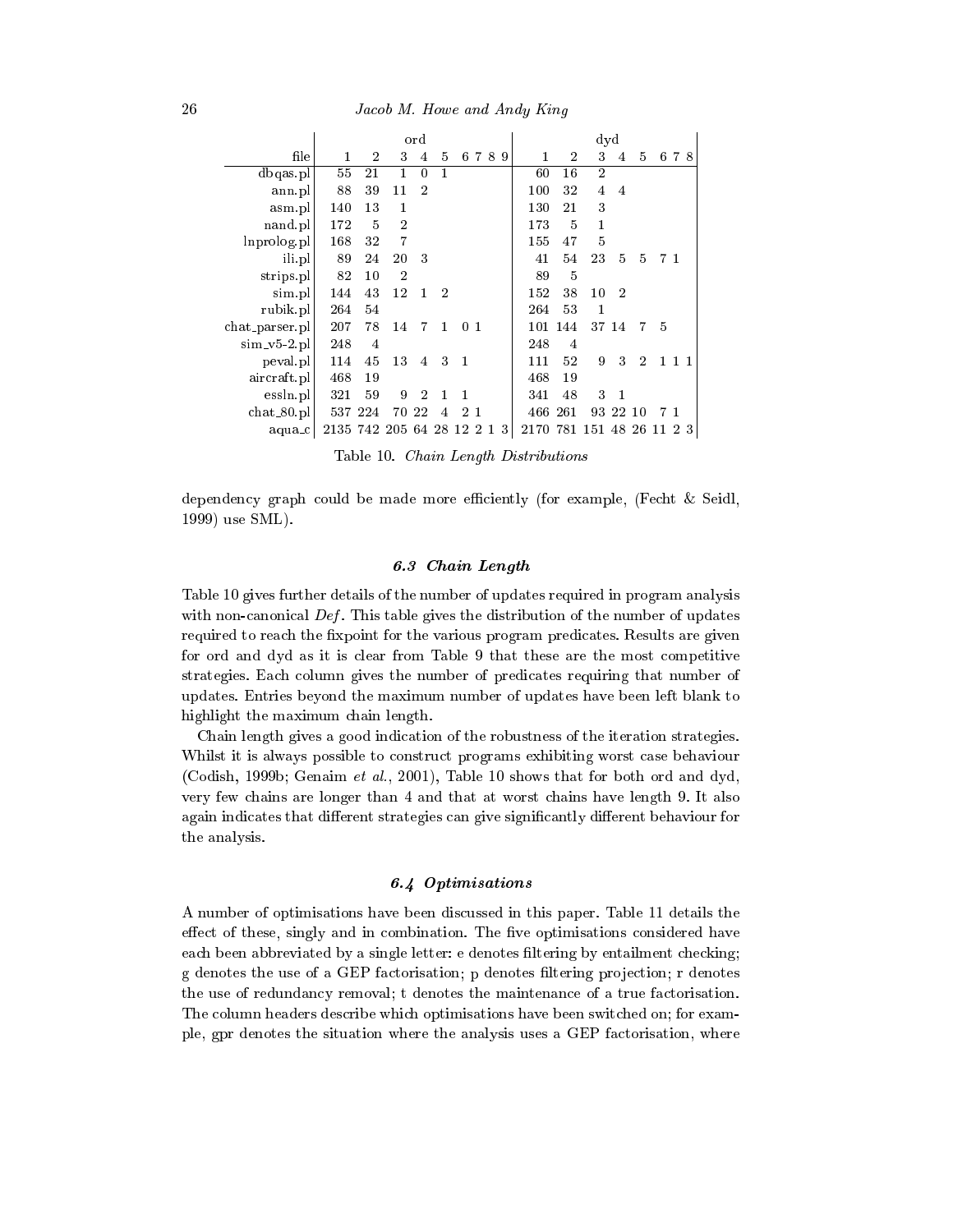| file | ord | | | | | | | | | dyd | | | | | | | |
|---|---|---|---|---|---|---|---|---|---|---|---|---|---|---|---|---|---|
| | 1 | 2 | 3 | 4 | 5 | 6 | 7 | 8 | 9 | 1 | 2 | 3 | 4 | 5 | 6 | 7 | 8 |
| dbqas.pl | 55 | 21 | 1 | 0 | 1 | | | | | 60 | 16 | 2 | | | | | |
| ann.pl | 88 | 39 | 11 | 2 | | | | | | 100 | 32 | 4 | 4 | | | | |
| asm.pl | 140 | 13 | 1 | | | | | | | 130 | 21 | 3 | | | | | |
| nand.pl | 172 | 5 | 2 | | | | | | | 173 | 5 | 1 | | | | | |
| lnprolog.pl | 168 | 32 | 7 | | | | | | | 155 | 47 | 5 | | | | | |
| ili.pl | 89 | 24 | 20 | 3 | | | | | | 41 | 54 | 23 | 5 | 5 | 7 | 1 | |
| strips.pl | 82 | 10 | 2 | | | | | | | 89 | 5 | | | | | | |
| sim.pl | 144 | 43 | 12 | 1 | 2 | | | | | 152 | 38 | 10 | 2 | | | | |
| rubik.pl | 264 | 54 | | | | | | | | 264 | 53 | 1 | | | | | |
| chat_parser.pl | 207 | 78 | 14 | 7 | 1 | 0 | 1 | | | 101 | 144 | 37 | 14 | 7 | 5 | | |
| sim_v5-2.pl | 248 | 4 | | | | | | | | 248 | 4 | | | | | | |
| peval.pl | 114 | 45 | 13 | 4 | 3 | 1 | | | | 111 | 52 | 9 | 3 | 2 | 1 | 1 | 1 |
| aircraft.pl | 468 | 19 | | | | | | | | 468 | 19 | | | | | | |
| essln.pl | 321 | 59 | 9 | 2 | 1 | 1 | | | | 341 | 48 | 3 | 1 | | | | |
| chat_80.pl | 537 | 224 | 70 | 22 | 4 | 2 | 1 | | | 466 | 261 | 93 | 22 | 10 | 7 | 1 | |
| aqua_c | 2135 | 742 | 205 | 64 | 28 | 12 | 2 | 1 | 3 | 2170 | 781 | 151 | 48 | 26 | 11 | 2 | 3 |

Table 10. *Chain Length Distributions*

dependency graph could be made more efficiently (for example, (Fecht & Seidl, 1999) use SML).

### 6.3 Chain Length

Table 10 gives further details of the number of updates required in program analysis with non-canonical *Def*. This table gives the distribution of the number of updates required to reach the fixpoint for the various program predicates. Results are given for ord and dyd as it is clear from Table 9 that these are the most competitive strategies. Each column gives the number of predicates requiring that number of updates. Entries beyond the maximum number of updates have been left blank to highlight the maximum chain length.

Chain length gives a good indication of the robustness of the iteration strategies. Whilst it is always possible to construct programs exhibiting worst case behaviour (Codish, 1999b; Genaim *et al.*, 2001), Table 10 shows that for both ord and dyd, very few chains are longer than 4 and that at worst chains have length 9. It also again indicates that different strategies can give significantly different behaviour for the analysis.

### 6.4 Optimisations

A number of optimisations have been discussed in this paper. Table 11 details the effect of these, singly and in combination. The five optimisations considered have each been abbreviated by a single letter: e denotes filtering by entailment checking; g denotes the use of a GEP factorisation; p denotes filtering projection; r denotes the use of redundancy removal; t denotes the maintenance of a true factorisation. The column headers describe which optimisations have been switched on; for example, gpr denotes the situation where the analysis uses a GEP factorisation, where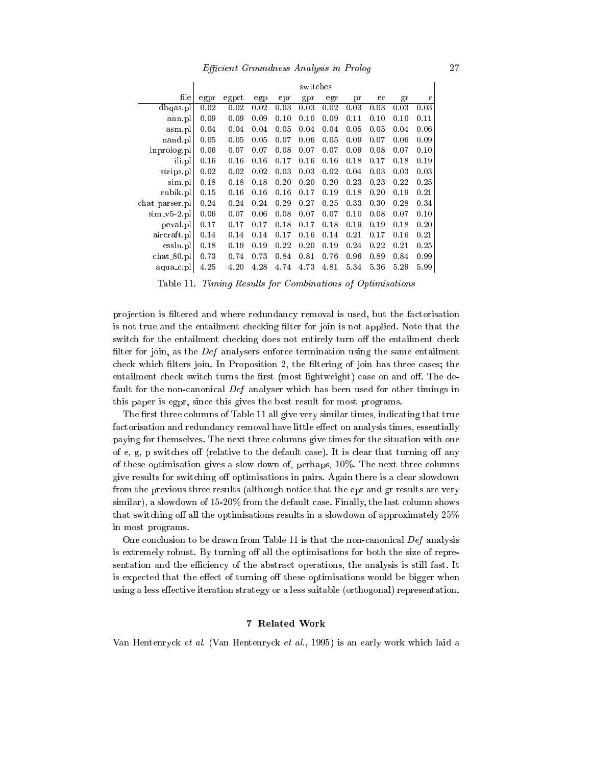| file | switches | | | | | | | | | |
|---|---|---|---|---|---|---|---|---|---|---|
| | egpr | egprt | egp | epr | gpr | egr | pr | er | gr | r |
| dbqas.pl | 0.02 | 0.02 | 0.02 | 0.03 | 0.03 | 0.02 | 0.03 | 0.03 | 0.03 | 0.03 |
| ann.pl | 0.09 | 0.09 | 0.09 | 0.10 | 0.10 | 0.09 | 0.11 | 0.10 | 0.10 | 0.11 |
| asm.pl | 0.04 | 0.04 | 0.04 | 0.05 | 0.04 | 0.04 | 0.05 | 0.05 | 0.04 | 0.06 |
| nand.pl | 0.05 | 0.05 | 0.05 | 0.07 | 0.06 | 0.05 | 0.09 | 0.07 | 0.06 | 0.09 |
| lnprolog.pl | 0.06 | 0.07 | 0.07 | 0.08 | 0.07 | 0.07 | 0.09 | 0.08 | 0.07 | 0.10 |
| ili.pl | 0.16 | 0.16 | 0.16 | 0.17 | 0.16 | 0.16 | 0.18 | 0.17 | 0.18 | 0.19 |
| strips.pl | 0.02 | 0.02 | 0.02 | 0.03 | 0.03 | 0.02 | 0.04 | 0.03 | 0.03 | 0.03 |
| sim.pl | 0.18 | 0.18 | 0.18 | 0.20 | 0.20 | 0.20 | 0.23 | 0.23 | 0.22 | 0.25 |
| rubik.pl | 0.15 | 0.16 | 0.16 | 0.16 | 0.17 | 0.19 | 0.18 | 0.20 | 0.19 | 0.21 |
| chat_parser.pl | 0.24 | 0.24 | 0.24 | 0.29 | 0.27 | 0.25 | 0.33 | 0.30 | 0.28 | 0.34 |
| sim_v5-2.pl | 0.06 | 0.07 | 0.06 | 0.08 | 0.07 | 0.07 | 0.10 | 0.08 | 0.07 | 0.10 |
| peval.pl | 0.17 | 0.17 | 0.17 | 0.18 | 0.17 | 0.18 | 0.19 | 0.19 | 0.18 | 0.20 |
| aircraft.pl | 0.14 | 0.14 | 0.14 | 0.17 | 0.16 | 0.14 | 0.21 | 0.17 | 0.16 | 0.21 |
| essln.pl | 0.18 | 0.19 | 0.19 | 0.22 | 0.20 | 0.19 | 0.24 | 0.22 | 0.21 | 0.25 |
| chat_80.pl | 0.73 | 0.74 | 0.73 | 0.84 | 0.81 | 0.76 | 0.96 | 0.89 | 0.84 | 0.99 |
| aqua_c.pl | 4.25 | 4.20 | 4.28 | 4.74 | 4.73 | 4.81 | 5.34 | 5.36 | 5.29 | 5.99 |

Table 11. *Timing Results for Combinations of Optimisations*

projection is filtered and where redundancy removal is used, but the factorisation is not true and the entailment checking filter for join is not applied. Note that the switch for the entailment checking does not entirely turn off the entailment check filter for join, as the *Def* analysers enforce termination using the same entailment check which filters join. In Proposition 2, the filtering of join has three cases; the entailment check switch turns the first (most lightweight) case on and off. The default for the non-canonical *Def* analyser which has been used for other timings in this paper is egpr, since this gives the best result for most programs.

The first three columns of Table 11 all give very similar times, indicating that true factorisation and redundancy removal have little effect on analysis times, essentially paying for themselves. The next three columns give times for the situation with one of e, g, p switches off (relative to the default case). It is clear that turning off any of these optimisation gives a slow down of, perhaps, 10%. The next three columns give results for switching off optimisations in pairs. Again there is a clear slowdown from the previous three results (although notice that the epr and gr results are very similar), a slowdown of 15-20% from the default case. Finally, the last column shows that switching off all the optimisations results in a slowdown of approximately 25% in most programs.

One conclusion to be drawn from Table 11 is that the non-canonical *Def* analysis is extremely robust. By turning off all the optimisations for both the size of representation and the efficiency of the abstract operations, the analysis is still fast. It is expected that the effect of turning off these optimisations would be bigger when using a less effective iteration strategy or a less suitable (orthogonal) representation.

## 7 Related Work

Van Hentenryck *et al.* (Van Hentenryck *et al.*, 1995) is an early work which laid a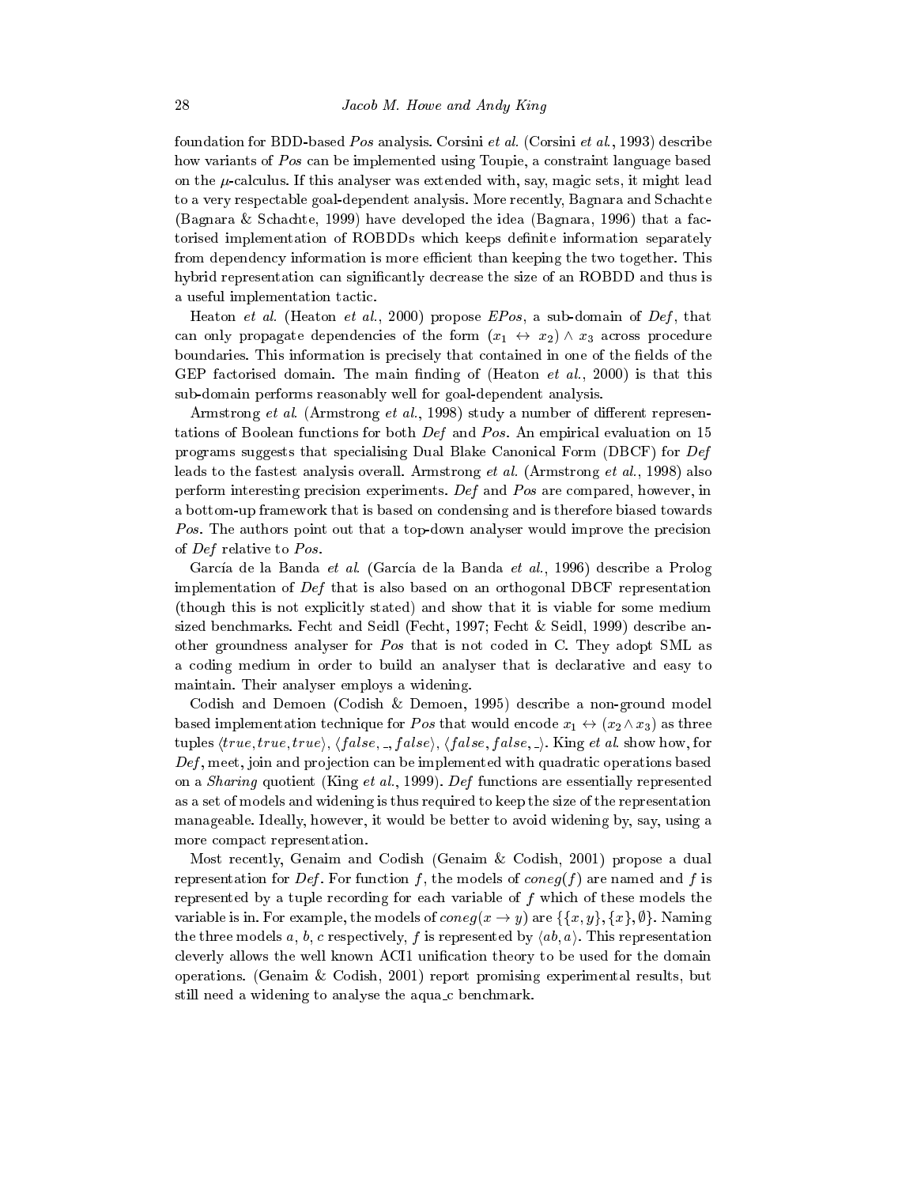foundation for BDD-based *Pos* analysis. Corsini *et al.* (Corsini *et al.*, 1993) describe how variants of *Pos* can be implemented using Toupie, a constraint language based on the $\mu$-calculus. If this analyser was extended with, say, magic sets, it might lead to a very respectable goal-dependent analysis. More recently, Bagnara and Schachte (Bagnara & Schachte, 1999) have developed the idea (Bagnara, 1996) that a factorised implementation of ROBDDs which keeps definite information separately from dependency information is more efficient than keeping the two together. This hybrid representation can significantly decrease the size of an ROBDD and thus is a useful implementation tactic.

Heaton *et al.* (Heaton *et al.*, 2000) propose *EPos*, a sub-domain of *Def*, that can only propagate dependencies of the form $(x_1 \leftrightarrow x_2) \wedge x_3$ across procedure boundaries. This information is precisely that contained in one of the fields of the GEP factorised domain. The main finding of (Heaton *et al.*, 2000) is that this sub-domain performs reasonably well for goal-dependent analysis.

Armstrong *et al.* (Armstrong *et al.*, 1998) study a number of different representations of Boolean functions for both *Def* and *Pos*. An empirical evaluation on 15 programs suggests that specialising Dual Blake Canonical Form (DBCF) for *Def* leads to the fastest analysis overall. Armstrong *et al.* (Armstrong *et al.*, 1998) also perform interesting precision experiments. *Def* and *Pos* are compared, however, in a bottom-up framework that is based on condensing and is therefore biased towards *Pos*. The authors point out that a top-down analyser would improve the precision of *Def* relative to *Pos*.

García de la Banda *et al.* (García de la Banda *et al.*, 1996) describe a Prolog implementation of *Def* that is also based on an orthogonal DBCF representation (though this is not explicitly stated) and show that it is viable for some medium sized benchmarks. Fecht and Seidl (Fecht, 1997; Fecht & Seidl, 1999) describe another groundness analyser for *Pos* that is not coded in C. They adopt SML as a coding medium in order to build an analyser that is declarative and easy to maintain. Their analyser employs a widening.

Codish and Demoen (Codish & Demoen, 1995) describe a non-ground model based implementation technique for *Pos* that would encode $x_1 \leftrightarrow (x_2 \wedge x_3)$ as three tuples $\langle true, true, true\rangle$, $\langle false, \_, false\rangle$, $\langle false, false, \_\rangle$. King *et al.* show how, for *Def*, meet, join and projection can be implemented with quadratic operations based on a *Sharing* quotient (King *et al.*, 1999). *Def* functions are essentially represented as a set of models and widening is thus required to keep the size of the representation manageable. Ideally, however, it would be better to avoid widening by, say, using a more compact representation.

Most recently, Genaim and Codish (Genaim & Codish, 2001) propose a dual representation for *Def*. For function $f$, the models of $coneg(f)$ are named and $f$ is represented by a tuple recording for each variable of $f$ which of these models the variable is in. For example, the models of $coneg(x \rightarrow y)$ are $\{\{x, y\}, \{x\}, \emptyset\}$. Naming the three models $a$, $b$, $c$ respectively, $f$ is represented by $\langle ab, a\rangle$. This representation cleverly allows the well known ACI1 unification theory to be used for the domain operations. (Genaim & Codish, 2001) report promising experimental results, but still need a widening to analyse the aqua_c benchmark.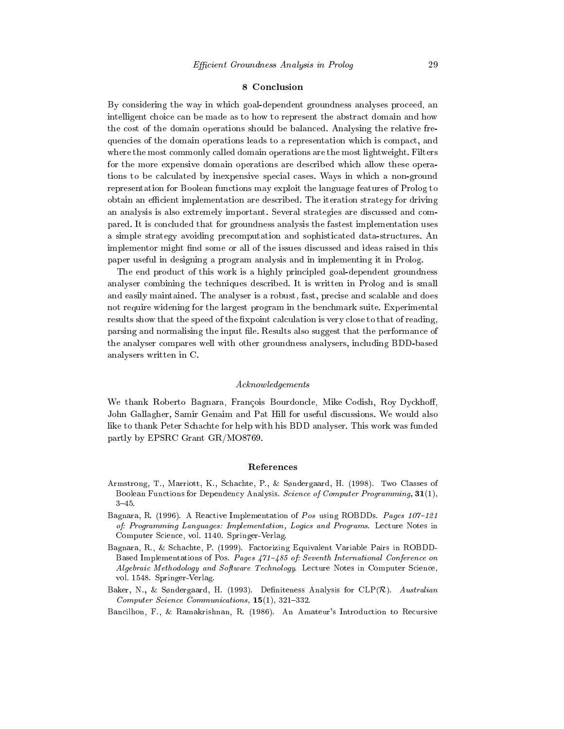## 8 Conclusion

By considering the way in which goal-dependent groundness analyses proceed, an intelligent choice can be made as to how to represent the abstract domain and how the cost of the domain operations should be balanced. Analysing the relative frequencies of the domain operations leads to a representation which is compact, and where the most commonly called domain operations are the most lightweight. Filters for the more expensive domain operations are described which allow these operations to be calculated by inexpensive special cases. Ways in which a non-ground representation for Boolean functions may exploit the language features of Prolog to obtain an efficient implementation are described. The iteration strategy for driving an analysis is also extremely important. Several strategies are discussed and compared. It is concluded that for groundness analysis the fastest implementation uses a simple strategy avoiding precomputation and sophisticated data-structures. An implementor might find some or all of the issues discussed and ideas raised in this paper useful in designing a program analysis and in implementing it in Prolog.

The end product of this work is a highly principled goal-dependent groundness analyser combining the techniques described. It is written in Prolog and is small and easily maintained. The analyser is a robust, fast, precise and scalable and does not require widening for the largest program in the benchmark suite. Experimental results show that the speed of the fixpoint calculation is very close to that of reading, parsing and normalising the input file. Results also suggest that the performance of the analyser compares well with other groundness analysers, including BDD-based analysers written in C.

### *Acknowledgements*

We thank Roberto Bagnara, François Bourdoncle, Mike Codish, Roy Dyckhoff, John Gallagher, Samir Genaim and Pat Hill for useful discussions. We would also like to thank Peter Schachte for help with his BDD analyser. This work was funded partly by EPSRC Grant GR/MO8769.

## References

Armstrong, T., Marriott, K., Schachte, P., & Søndergaard, H. (1998). Two Classes of Boolean Functions for Dependency Analysis. *Science of Computer Programming*, **31**(1), 3–45.

Bagnara, R. (1996). A Reactive Implementation of *Pos* using ROBDDs. *Pages 107–121 of: Programming Languages: Implementation, Logics and Programs*. Lecture Notes in Computer Science, vol. 1140. Springer-Verlag.

Bagnara, R., & Schachte, P. (1999). Factorizing Equivalent Variable Pairs in ROBDD-Based Implementations of Pos. *Pages 471–485 of: Seventh International Conference on Algebraic Methodology and Software Technology*. Lecture Notes in Computer Science, vol. 1548. Springer-Verlag.

Baker, N., & Søndergaard, H. (1993). Definiteness Analysis for CLP($\mathcal{R}$). *Australian Computer Science Communications*, **15**(1), 321–332.

Bancilhon, F., & Ramakrishnan, R. (1986). An Amateur's Introduction to Recursive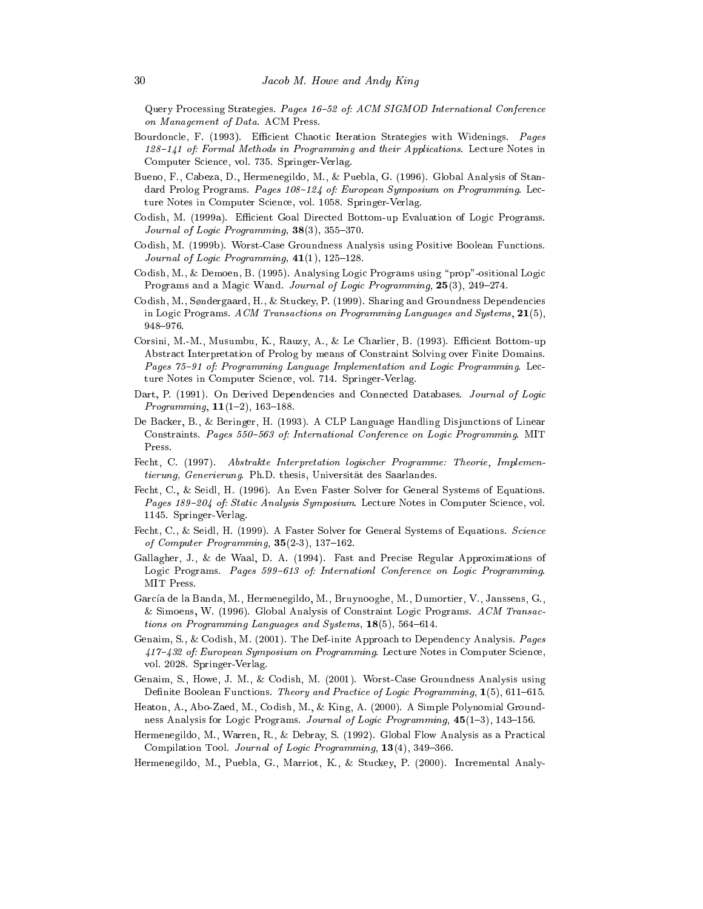Query Processing Strategies. *Pages 16–52 of: ACM SIGMOD International Conference on Management of Data*. ACM Press.

Bourdoncle, F. (1993). Efficient Chaotic Iteration Strategies with Widenings. *Pages 128–141 of: Formal Methods in Programming and their Applications*. Lecture Notes in Computer Science, vol. 735. Springer-Verlag.

Bueno, F., Cabeza, D., Hermenegildo, M., & Puebla, G. (1996). Global Analysis of Standard Prolog Programs. *Pages 108–124 of: European Symposium on Programming*. Lecture Notes in Computer Science, vol. 1058. Springer-Verlag.

Codish, M. (1999a). Efficient Goal Directed Bottom-up Evaluation of Logic Programs. *Journal of Logic Programming*, **38**(3), 355–370.

Codish, M. (1999b). Worst-Case Groundness Analysis using Positive Boolean Functions. *Journal of Logic Programming*, **41**(1), 125–128.

Codish, M., & Demoen, B. (1995). Analysing Logic Programs using "prop"-ositional Logic Programs and a Magic Wand. *Journal of Logic Programming*, **25**(3), 249–274.

Codish, M., Søndergaard, H., & Stuckey, P. (1999). Sharing and Groundness Dependencies in Logic Programs. *ACM Transactions on Programming Languages and Systems*, **21**(5), 948–976.

Corsini, M.-M., Musumbu, K., Rauzy, A., & Le Charlier, B. (1993). Efficient Bottom-up Abstract Interpretation of Prolog by means of Constraint Solving over Finite Domains. *Pages 75–91 of: Programming Language Implementation and Logic Programming*. Lecture Notes in Computer Science, vol. 714. Springer-Verlag.

Dart, P. (1991). On Derived Dependencies and Connected Databases. *Journal of Logic Programming*, **11**(1–2), 163–188.

De Backer, B., & Beringer, H. (1993). A CLP Language Handling Disjunctions of Linear Constraints. *Pages 550–563 of: International Conference on Logic Programming*. MIT Press.

Fecht, C. (1997). *Abstrakte Interpretation logischer Programme: Theorie, Implementierung, Generierung*. Ph.D. thesis, Universität des Saarlandes.

Fecht, C., & Seidl, H. (1996). An Even Faster Solver for General Systems of Equations. *Pages 189–204 of: Static Analysis Symposium*. Lecture Notes in Computer Science, vol. 1145. Springer-Verlag.

Fecht, C., & Seidl, H. (1999). A Faster Solver for General Systems of Equations. *Science of Computer Programming*, **35**(2-3), 137–162.

Gallagher, J., & de Waal, D. A. (1994). Fast and Precise Regular Approximations of Logic Programs. *Pages 599–613 of: Internationl Conference on Logic Programming*. MIT Press.

García de la Banda, M., Hermenegildo, M., Bruynooghe, M., Dumortier, V., Janssens, G., & Simoens, W. (1996). Global Analysis of Constraint Logic Programs. *ACM Transactions on Programming Languages and Systems*, **18**(5), 564–614.

Genaim, S., & Codish, M. (2001). The Def-inite Approach to Dependency Analysis. *Pages 417–432 of: European Symposium on Programming*. Lecture Notes in Computer Science, vol. 2028. Springer-Verlag.

Genaim, S., Howe, J. M., & Codish, M. (2001). Worst-Case Groundness Analysis using Definite Boolean Functions. *Theory and Practice of Logic Programming*, **1**(5), 611–615.

Heaton, A., Abo-Zaed, M., Codish, M., & King, A. (2000). A Simple Polynomial Groundness Analysis for Logic Programs. *Journal of Logic Programming*, **45**(1–3), 143–156.

Hermenegildo, M., Warren, R., & Debray, S. (1992). Global Flow Analysis as a Practical Compilation Tool. *Journal of Logic Programming*, **13**(4), 349–366.

Hermenegildo, M., Puebla, G., Marriot, K., & Stuckey, P. (2000). Incremental Analy-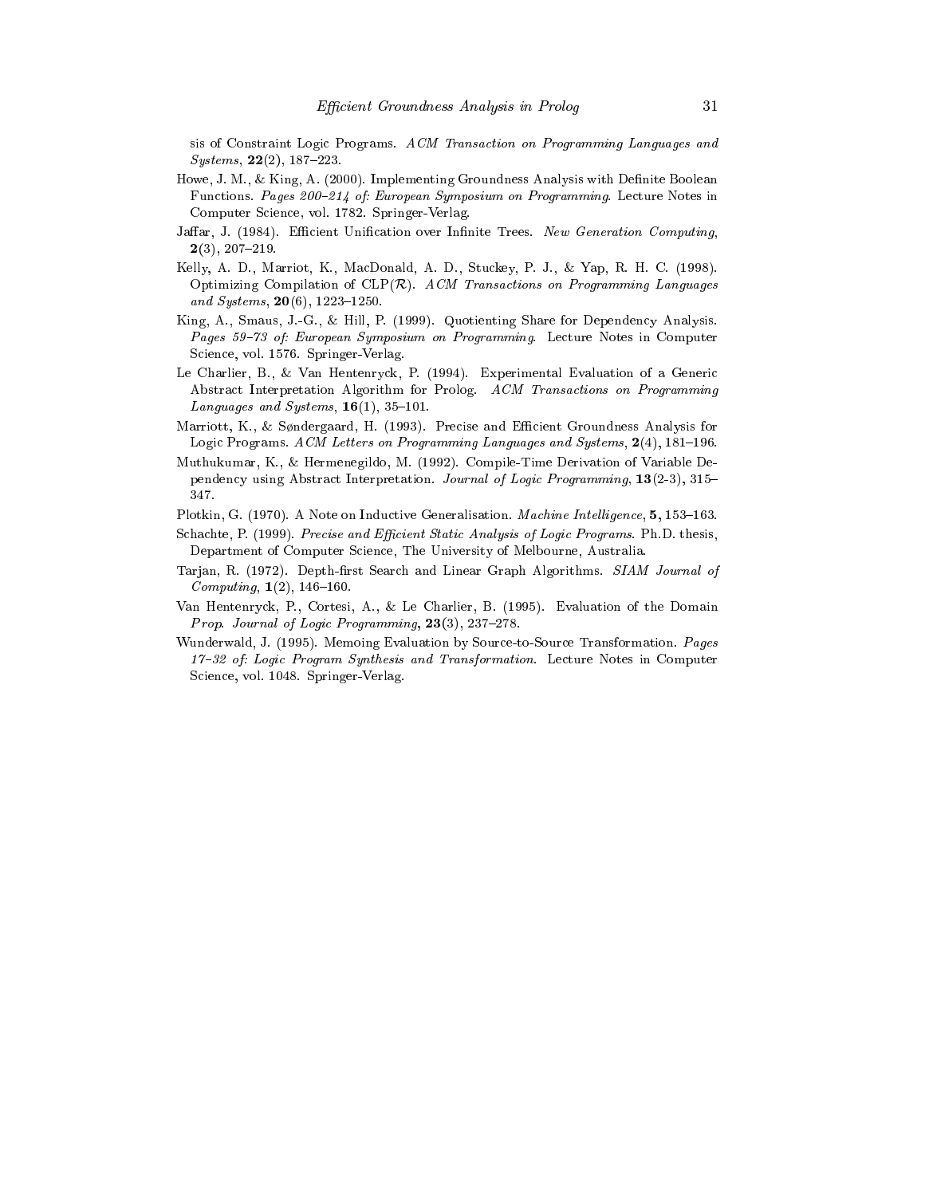sis of Constraint Logic Programs. *ACM Transaction on Programming Languages and Systems*, **22**(2), 187–223.

Howe, J. M., & King, A. (2000). Implementing Groundness Analysis with Definite Boolean Functions. *Pages 200–214 of: European Symposium on Programming*. Lecture Notes in Computer Science, vol. 1782. Springer-Verlag.

Jaffar, J. (1984). Efficient Unification over Infinite Trees. *New Generation Computing*, **2**(3), 207–219.

Kelly, A. D., Marriot, K., MacDonald, A. D., Stuckey, P. J., & Yap, R. H. C. (1998). Optimizing Compilation of CLP($\mathcal{R}$). *ACM Transactions on Programming Languages and Systems*, **20**(6), 1223–1250.

King, A., Smaus, J.-G., & Hill, P. (1999). Quotienting Share for Dependency Analysis. *Pages 59–73 of: European Symposium on Programming*. Lecture Notes in Computer Science, vol. 1576. Springer-Verlag.

Le Charlier, B., & Van Hentenryck, P. (1994). Experimental Evaluation of a Generic Abstract Interpretation Algorithm for Prolog. *ACM Transactions on Programming Languages and Systems*, **16**(1), 35–101.

Marriott, K., & Søndergaard, H. (1993). Precise and Efficient Groundness Analysis for Logic Programs. *ACM Letters on Programming Languages and Systems*, **2**(4), 181–196.

Muthukumar, K., & Hermenegildo, M. (1992). Compile-Time Derivation of Variable Dependency using Abstract Interpretation. *Journal of Logic Programming*, **13**(2-3), 315–347.

Plotkin, G. (1970). A Note on Inductive Generalisation. *Machine Intelligence*, **5**, 153–163.

Schachte, P. (1999). *Precise and Efficient Static Analysis of Logic Programs*. Ph.D. thesis, Department of Computer Science, The University of Melbourne, Australia.

Tarjan, R. (1972). Depth-first Search and Linear Graph Algorithms. *SIAM Journal of Computing*, **1**(2), 146–160.

Van Hentenryck, P., Cortesi, A., & Le Charlier, B. (1995). Evaluation of the Domain *Prop*. *Journal of Logic Programming*, **23**(3), 237–278.

Wunderwald, J. (1995). Memoing Evaluation by Source-to-Source Transformation. *Pages 17–32 of: Logic Program Synthesis and Transformation*. Lecture Notes in Computer Science, vol. 1048. Springer-Verlag.